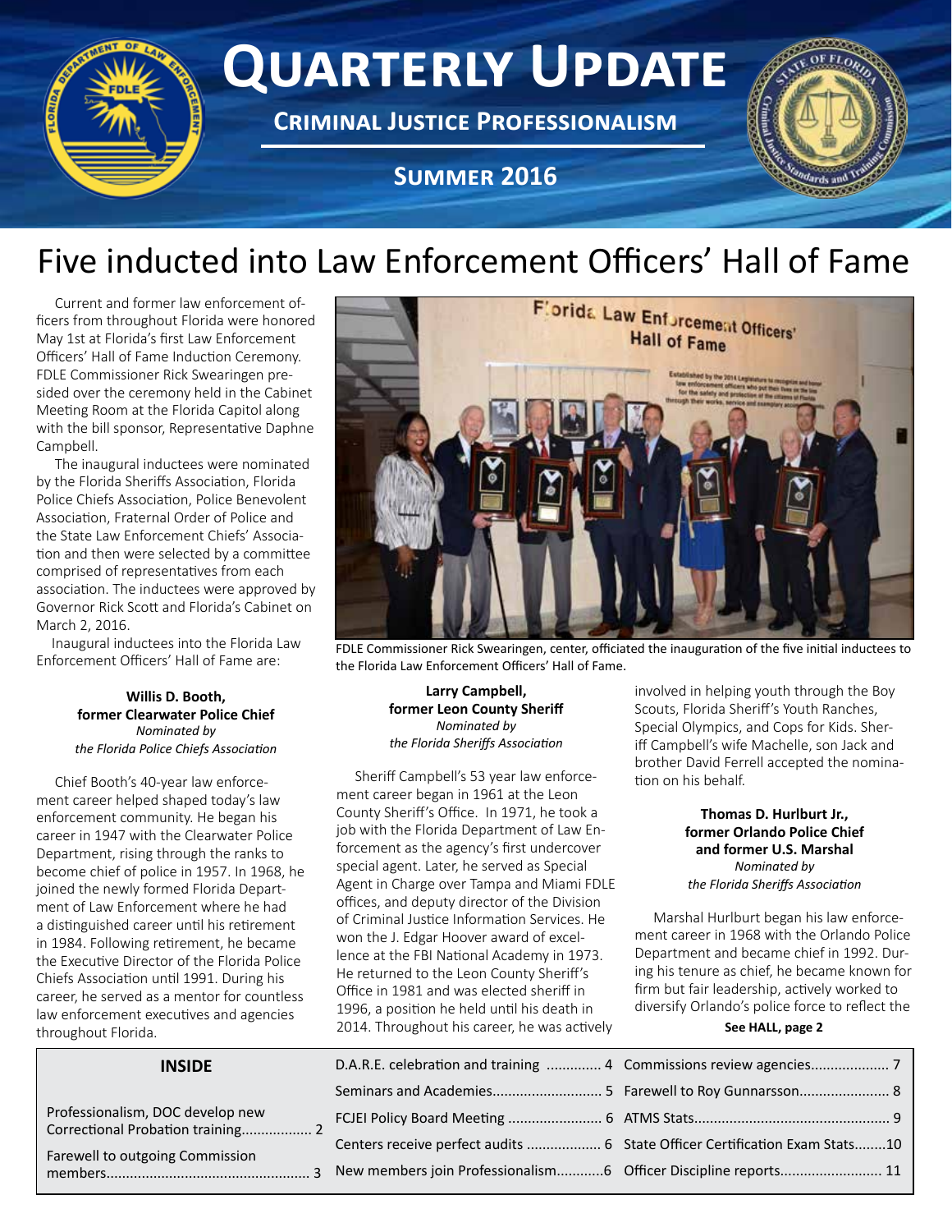# Quarterly Update

**Criminal Justice Professionalism**

**Summer 2016**

## Five inducted into Law Enforcement Officers' Hall of Fame

Current and former law enforcement officers from throughout Florida were honored May 1st at Florida's first Law Enforcement Officers' Hall of Fame Induction Ceremony. FDLE Commissioner Rick Swearingen presided over the ceremony held in the Cabinet Meeting Room at the Florida Capitol along with the bill sponsor, Representative Daphne Campbell.

The inaugural inductees were nominated by the Florida Sheriffs Association, Florida Police Chiefs Association, Police Benevolent Association, Fraternal Order of Police and the State Law Enforcement Chiefs' Association and then were selected by a committee comprised of representatives from each association. The inductees were approved by Governor Rick Scott and Florida's Cabinet on March 2, 2016.

Inaugural inductees into the Florida Law Enforcement Officers' Hall of Fame are:

FDLE Commissioner Rick Swearingen, center, officiated the inauguration of the five initial inductees to the Florida Law Enforcement Officers' Hall of Fame.

**Willis D. Booth,**
**former Clearwater Police Chief**
*Nominated by*
*the Florida Police Chiefs Association*

Chief Booth's 40-year law enforcement career helped shaped today's law enforcement community. He began his career in 1947 with the Clearwater Police Department, rising through the ranks to become chief of police in 1957. In 1968, he joined the newly formed Florida Department of Law Enforcement where he had a distinguished career until his retirement in 1984. Following retirement, he became the Executive Director of the Florida Police Chiefs Association until 1991. During his career, he served as a mentor for countless law enforcement executives and agencies throughout Florida.

**Larry Campbell,**
**former Leon County Sheriff**
*Nominated by*
*the Florida Sheriffs Association*

Sheriff Campbell's 53 year law enforcement career began in 1961 at the Leon County Sheriff's Office. In 1971, he took a job with the Florida Department of Law Enforcement as the agency's first undercover special agent. Later, he served as Special Agent in Charge over Tampa and Miami FDLE offices, and deputy director of the Division of Criminal Justice Information Services. He won the J. Edgar Hoover award of excellence at the FBI National Academy in 1973. He returned to the Leon County Sheriff's Office in 1981 and was elected sheriff in 1996, a position he held until his death in 2014. Throughout his career, he was actively involved in helping youth through the Boy Scouts, Florida Sheriff's Youth Ranches, Special Olympics, and Cops for Kids. Sheriff Campbell's wife Machelle, son Jack and brother David Ferrell accepted the nomination on his behalf.

**Thomas D. Hurlburt Jr.,**
**former Orlando Police Chief**
**and former U.S. Marshal**
*Nominated by*
*the Florida Sheriffs Association*

Marshal Hurlburt began his law enforcement career in 1968 with the Orlando Police Department and became chief in 1992. During his tenure as chief, he became known for firm but fair leadership, actively worked to diversify Orlando's police force to reflect the

**See HALL, page 2**

| **INSIDE** | | |
|---|---|---|
| Professionalism, DOC develop new Correctional Probation training.................. 2 | D.A.R.E. celebration and training ............. 4 | Commissions review agencies.................... 7 |
| Farewell to outgoing Commission members.................................................. 3 | Seminars and Academies........................... 5 | Farewell to Roy Gunnarsson....................... 8 |
| | FCJEI Policy Board Meeting ....................... 6 | ATMS Stats................................................. 9 |
| | Centers receive perfect audits .................. 6 | State Officer Certification Exam Stats........10 |
| | New members join Professionalism...........6 | Officer Discipline reports.......................... 11 |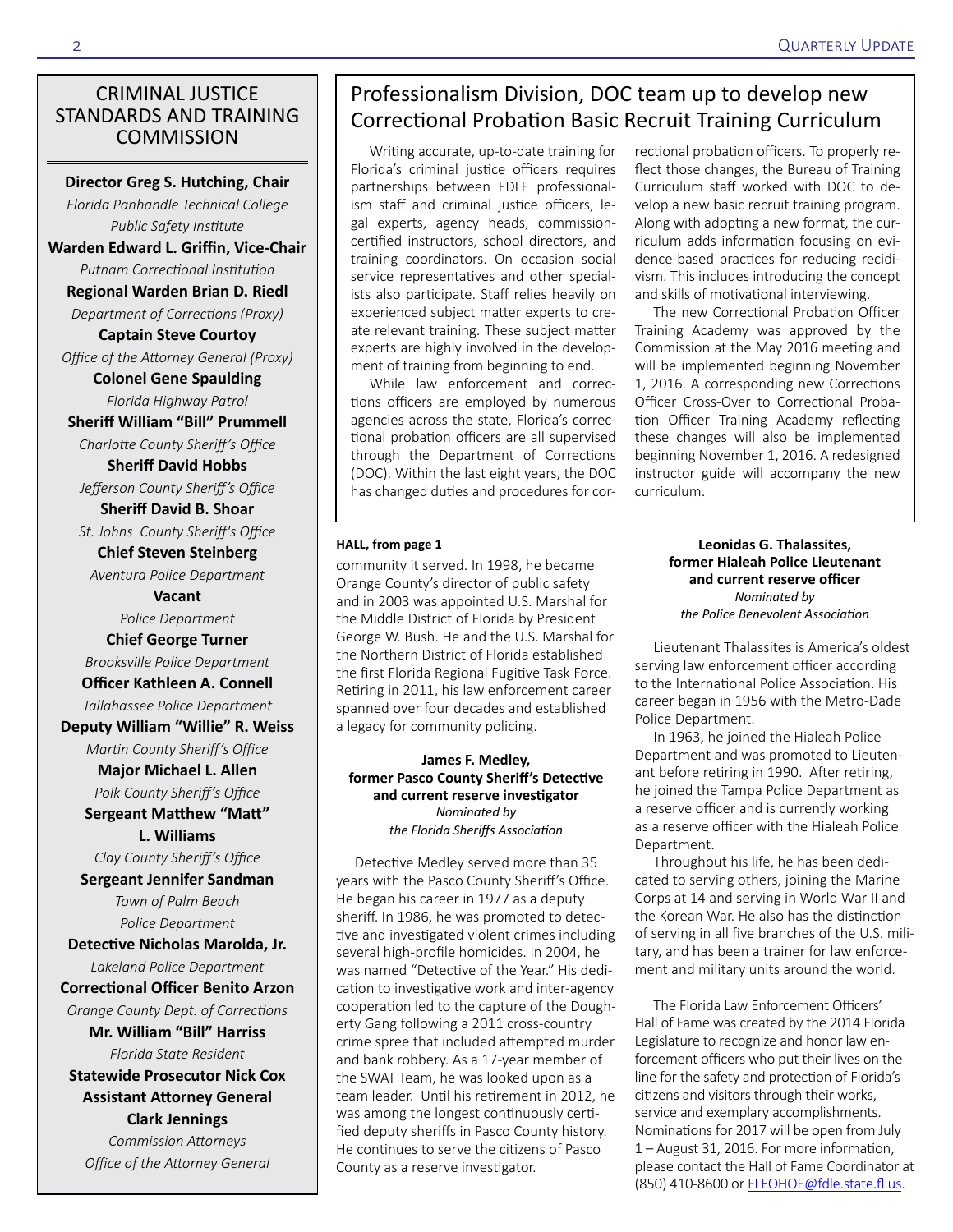## CRIMINAL JUSTICE STANDARDS AND TRAINING COMMISSION

**Director Greg S. Hutching, Chair**
*Florida Panhandle Technical College Public Safety Institute*

**Warden Edward L. Griffin, Vice-Chair**
*Putnam Correctional Institution*

**Regional Warden Brian D. Riedl**
*Department of Corrections (Proxy)*

**Captain Steve Courtoy**
*Office of the Attorney General (Proxy)*

**Colonel Gene Spaulding**
*Florida Highway Patrol*

**Sheriff William "Bill" Prummell**
*Charlotte County Sheriff's Office*

**Sheriff David Hobbs**
*Jefferson County Sheriff's Office*

**Sheriff David B. Shoar**
*St. Johns County Sheriff's Office*

**Chief Steven Steinberg**
*Aventura Police Department*

**Vacant**
*Police Department*

**Chief George Turner**
*Brooksville Police Department*

**Officer Kathleen A. Connell**
*Tallahassee Police Department*

**Deputy William "Willie" R. Weiss**
*Martin County Sheriff's Office*

**Major Michael L. Allen**
*Polk County Sheriff's Office*

**Sergeant Matthew "Matt" L. Williams**
*Clay County Sheriff's Office*

**Sergeant Jennifer Sandman**
*Town of Palm Beach Police Department*

**Detective Nicholas Marolda, Jr.**
*Lakeland Police Department*

**Correctional Officer Benito Arzon**
*Orange County Dept. of Corrections*

**Mr. William "Bill" Harriss**
*Florida State Resident*

**Statewide Prosecutor Nick Cox**

**Assistant Attorney General Clark Jennings**
*Commission Attorneys*
*Office of the Attorney General*

## Professionalism Division, DOC team up to develop new Correctional Probation Basic Recruit Training Curriculum

Writing accurate, up-to-date training for Florida's criminal justice officers requires partnerships between FDLE professionalism staff and criminal justice officers, legal experts, agency heads, commission-certified instructors, school directors, and training coordinators. On occasion social service representatives and other specialists also participate. Staff relies heavily on experienced subject matter experts to create relevant training. These subject matter experts are highly involved in the development of training from beginning to end.

While law enforcement and corrections officers are employed by numerous agencies across the state, Florida's correctional probation officers are all supervised through the Department of Corrections (DOC). Within the last eight years, the DOC has changed duties and procedures for correctional probation officers. To properly reflect those changes, the Bureau of Training Curriculum staff worked with DOC to develop a new basic recruit training program. Along with adopting a new format, the curriculum adds information focusing on evidence-based practices for reducing recidivism. This includes introducing the concept and skills of motivational interviewing.

The new Correctional Probation Officer Training Academy was approved by the Commission at the May 2016 meeting and will be implemented beginning November 1, 2016. A corresponding new Corrections Officer Cross-Over to Correctional Probation Officer Training Academy reflecting these changes will also be implemented beginning November 1, 2016. A redesigned instructor guide will accompany the new curriculum.

**HALL, from page 1**

community it served. In 1998, he became Orange County's director of public safety and in 2003 was appointed U.S. Marshal for the Middle District of Florida by President George W. Bush. He and the U.S. Marshal for the Northern District of Florida established the first Florida Regional Fugitive Task Force. Retiring in 2011, his law enforcement career spanned over four decades and established a legacy for community policing.

**James F. Medley, former Pasco County Sheriff's Detective and current reserve investigator**
*Nominated by the Florida Sheriffs Association*

Detective Medley served more than 35 years with the Pasco County Sheriff's Office. He began his career in 1977 as a deputy sheriff. In 1986, he was promoted to detective and investigated violent crimes including several high-profile homicides. In 2004, he was named "Detective of the Year." His dedication to investigative work and inter-agency cooperation led to the capture of the Dougherty Gang following a 2011 cross-country crime spree that included attempted murder and bank robbery. As a 17-year member of the SWAT Team, he was looked upon as a team leader. Until his retirement in 2012, he was among the longest continuously certified deputy sheriffs in Pasco County history. He continues to serve the citizens of Pasco County as a reserve investigator.

**Leonidas G. Thalassites, former Hialeah Police Lieutenant and current reserve officer**
*Nominated by the Police Benevolent Association*

Lieutenant Thalassites is America's oldest serving law enforcement officer according to the International Police Association. His career began in 1956 with the Metro-Dade Police Department.

In 1963, he joined the Hialeah Police Department and was promoted to Lieutenant before retiring in 1990. After retiring, he joined the Tampa Police Department as a reserve officer and is currently working as a reserve officer with the Hialeah Police Department.

Throughout his life, he has been dedicated to serving others, joining the Marine Corps at 14 and serving in World War II and the Korean War. He also has the distinction of serving in all five branches of the U.S. military, and has been a trainer for law enforcement and military units around the world.

The Florida Law Enforcement Officers' Hall of Fame was created by the 2014 Florida Legislature to recognize and honor law enforcement officers who put their lives on the line for the safety and protection of Florida's citizens and visitors through their works, service and exemplary accomplishments. Nominations for 2017 will be open from July 1 – August 31, 2016. For more information, please contact the Hall of Fame Coordinator at (850) 410-8600 or FLEOHOF@fdle.state.fl.us.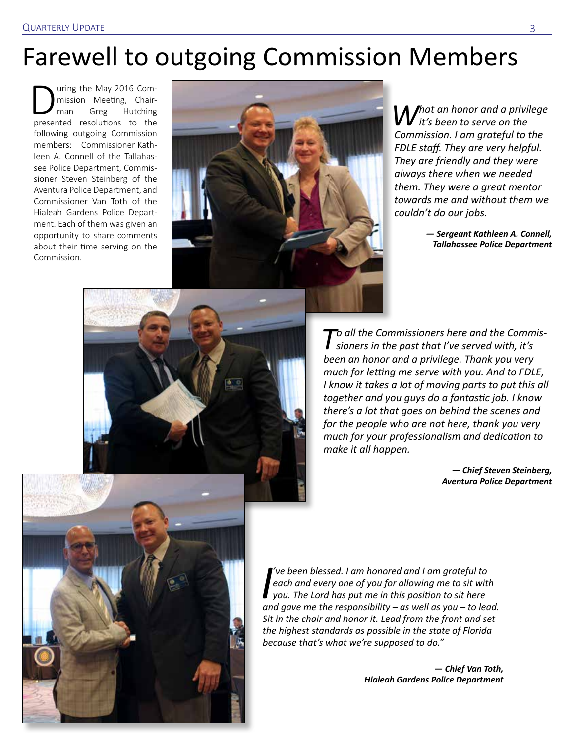# Farewell to outgoing Commission Members

During the May 2016 Commission Meeting, Chairman Greg Hutching presented resolutions to the following outgoing Commission members: Commissioner Kathleen A. Connell of the Tallahassee Police Department, Commissioner Steven Steinberg of the Aventura Police Department, and Commissioner Van Toth of the Hialeah Gardens Police Department. Each of them was given an opportunity to share comments about their time serving on the Commission.

*What an honor and a privilege it's been to serve on the Commission. I am grateful to the FDLE staff. They are very helpful. They are friendly and they were always there when we needed them. They were a great mentor towards me and without them we couldn't do our jobs.*

***— Sergeant Kathleen A. Connell, Tallahassee Police Department***

*To all the Commissioners here and the Commissioners in the past that I've served with, it's been an honor and a privilege. Thank you very much for letting me serve with you. And to FDLE, I know it takes a lot of moving parts to put this all together and you guys do a fantastic job. I know there's a lot that goes on behind the scenes and for the people who are not here, thank you very much for your professionalism and dedication to make it all happen.*

***— Chief Steven Steinberg, Aventura Police Department***

*I've been blessed. I am honored and I am grateful to each and every one of you for allowing me to sit with you. The Lord has put me in this position to sit here and gave me the responsibility – as well as you – to lead. Sit in the chair and honor it. Lead from the front and set the highest standards as possible in the state of Florida because that's what we're supposed to do."*

***— Chief Van Toth, Hialeah Gardens Police Department***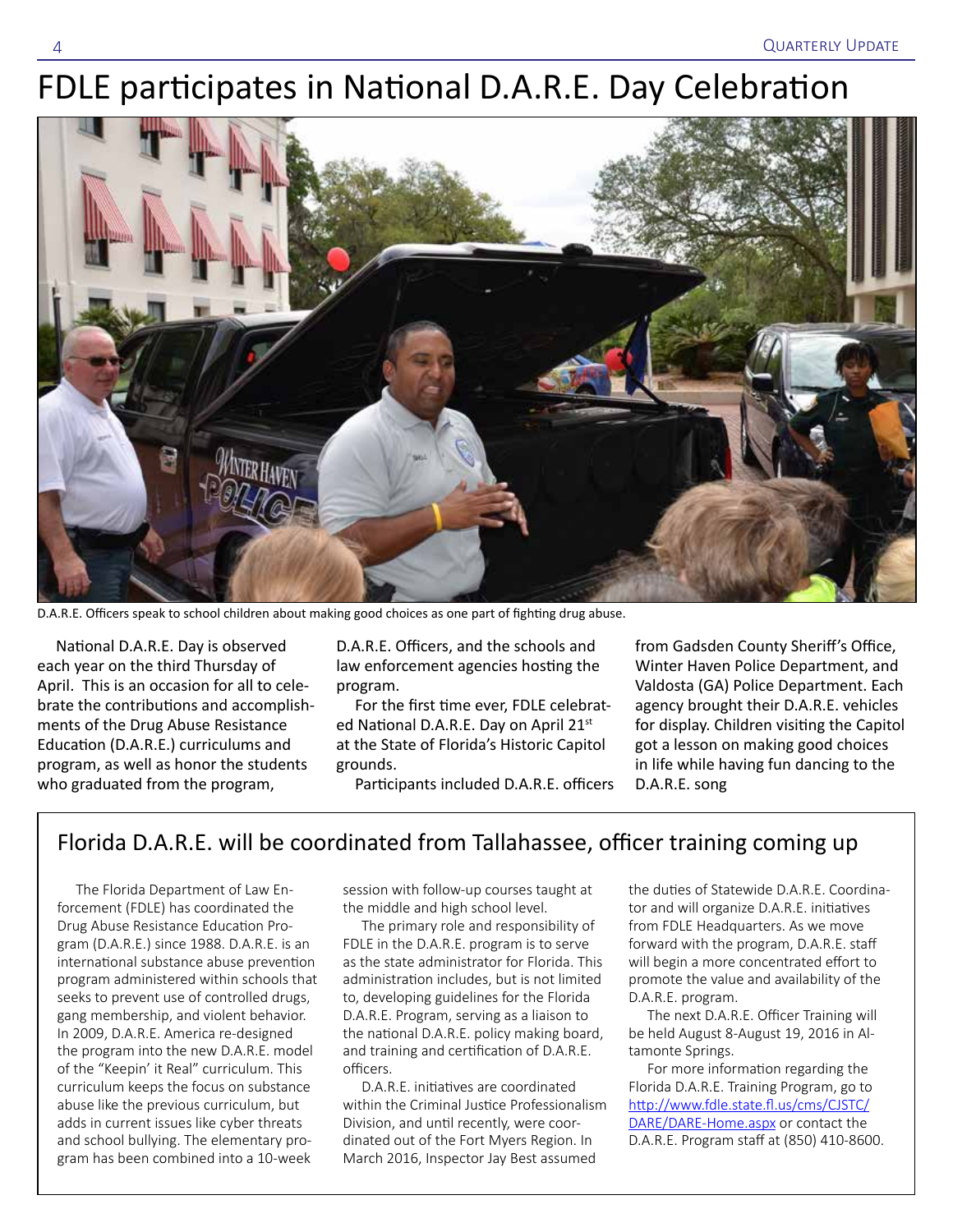# FDLE participates in National D.A.R.E. Day Celebration

D.A.R.E. Officers speak to school children about making good choices as one part of fighting drug abuse.

National D.A.R.E. Day is observed each year on the third Thursday of April. This is an occasion for all to celebrate the contributions and accomplishments of the Drug Abuse Resistance Education (D.A.R.E.) curriculums and program, as well as honor the students who graduated from the program, D.A.R.E. Officers, and the schools and law enforcement agencies hosting the program.

For the first time ever, FDLE celebrated National D.A.R.E. Day on April 21st at the State of Florida's Historic Capitol grounds.

Participants included D.A.R.E. officers from Gadsden County Sheriff's Office, Winter Haven Police Department, and Valdosta (GA) Police Department. Each agency brought their D.A.R.E. vehicles for display. Children visiting the Capitol got a lesson on making good choices in life while having fun dancing to the D.A.R.E. song

## Florida D.A.R.E. will be coordinated from Tallahassee, officer training coming up

The Florida Department of Law Enforcement (FDLE) has coordinated the Drug Abuse Resistance Education Program (D.A.R.E.) since 1988. D.A.R.E. is an international substance abuse prevention program administered within schools that seeks to prevent use of controlled drugs, gang membership, and violent behavior. In 2009, D.A.R.E. America re-designed the program into the new D.A.R.E. model of the "Keepin' it Real" curriculum. This curriculum keeps the focus on substance abuse like the previous curriculum, but adds in current issues like cyber threats and school bullying. The elementary program has been combined into a 10-week session with follow-up courses taught at the middle and high school level.

The primary role and responsibility of FDLE in the D.A.R.E. program is to serve as the state administrator for Florida. This administration includes, but is not limited to, developing guidelines for the Florida D.A.R.E. Program, serving as a liaison to the national D.A.R.E. policy making board, and training and certification of D.A.R.E. officers.

D.A.R.E. initiatives are coordinated within the Criminal Justice Professionalism Division, and until recently, were coordinated out of the Fort Myers Region. In March 2016, Inspector Jay Best assumed the duties of Statewide D.A.R.E. Coordinator and will organize D.A.R.E. initiatives from FDLE Headquarters. As we move forward with the program, D.A.R.E. staff will begin a more concentrated effort to promote the value and availability of the D.A.R.E. program.

The next D.A.R.E. Officer Training will be held August 8-August 19, 2016 in Altamonte Springs.

For more information regarding the Florida D.A.R.E. Training Program, go to http://www.fdle.state.fl.us/cms/CJSTC/DARE/DARE-Home.aspx or contact the D.A.R.E. Program staff at (850) 410-8600.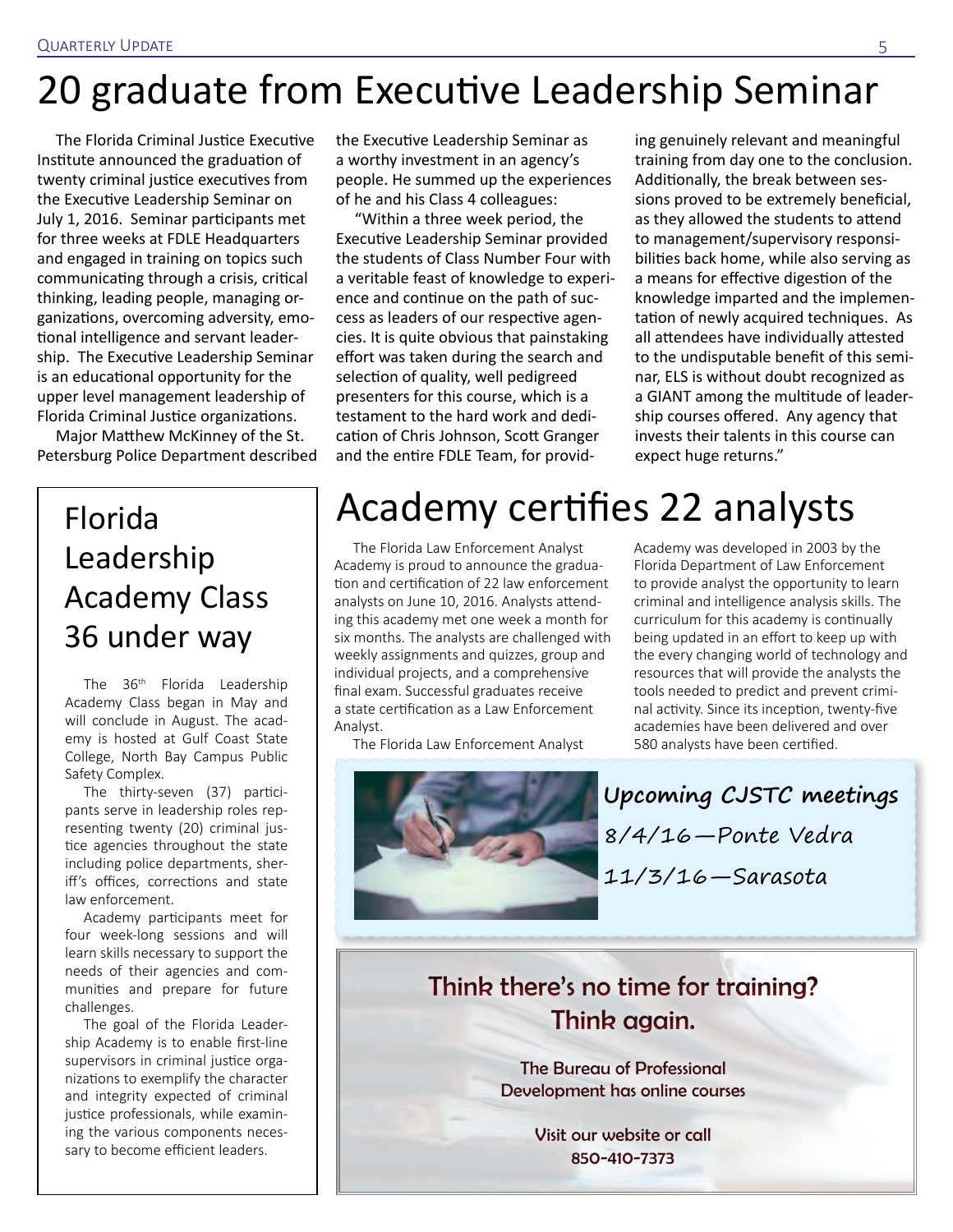# 20 graduate from Executive Leadership Seminar

The Florida Criminal Justice Executive Institute announced the graduation of twenty criminal justice executives from the Executive Leadership Seminar on July 1, 2016. Seminar participants met for three weeks at FDLE Headquarters and engaged in training on topics such as communicating through a crisis, critical thinking, leading people, managing organizations, overcoming adversity, emotional intelligence and servant leadership. The Executive Leadership Seminar is an educational opportunity for the upper level management leadership of Florida Criminal Justice organizations.

Major Matthew McKinney of the St. Petersburg Police Department described the Executive Leadership Seminar as a worthy investment in an agency's people. He summed up the experiences of he and his Class 4 colleagues:

"Within a three week period, the Executive Leadership Seminar provided the students of Class Number Four with a veritable feast of knowledge to experience and continue on the path of success as leaders of our respective agencies. It is quite obvious that painstaking effort was taken during the search and selection of quality, well pedigreed presenters for this course, which is a testament to the hard work and dedication of Chris Johnson, Scott Granger and the entire FDLE Team, for providing genuinely relevant and meaningful training from day one to the conclusion. Additionally, the break between sessions proved to be extremely beneficial, as they allowed the students to attend to management/supervisory responsibilities back home, while also serving as a means for effective digestion of the knowledge imparted and the implementation of newly acquired techniques. As all attendees have individually attested to the undisputable benefit of this seminar, ELS is without doubt recognized as a GIANT among the multitude of leadership courses offered. Any agency that invests their talents in this course can expect huge returns."

# Florida Leadership Academy Class 36 under way

The 36th Florida Leadership Academy Class began in May and will conclude in August. The academy is hosted at Gulf Coast State College, North Bay Campus Public Safety Complex.

The thirty-seven (37) participants serve in leadership roles representing twenty (20) criminal justice agencies throughout the state including police departments, sheriff's offices, corrections and state law enforcement.

Academy participants meet for four week-long sessions and will learn skills necessary to support the needs of their agencies and communities and prepare for future challenges.

The goal of the Florida Leadership Academy is to enable first-line supervisors in criminal justice organizations to exemplify the character and integrity expected of criminal justice professionals, while examining the various components necessary to become efficient leaders.

# Academy certifies 22 analysts

The Florida Law Enforcement Analyst Academy is proud to announce the graduation and certification of 22 law enforcement analysts on June 10, 2016. Analysts attending this academy met one week a month for six months. The analysts are challenged with weekly assignments and quizzes, group and individual projects, and a comprehensive final exam. Successful graduates receive a state certification as a Law Enforcement Analyst.

The Florida Law Enforcement Analyst Academy was developed in 2003 by the Florida Department of Law Enforcement to provide analyst the opportunity to learn criminal and intelligence analysis skills. The curriculum for this academy is continually being updated in an effort to keep up with the every changing world of technology and resources that will provide the analysts the tools needed to predict and prevent criminal activity. Since its inception, twenty-five academies have been delivered and over 580 analysts have been certified.

**Upcoming CJSTC meetings**

8/4/16—Ponte Vedra

11/3/16—Sarasota

**Think there's no time for training? Think again.**

The Bureau of Professional Development has online courses

Visit our website or call 850-410-7373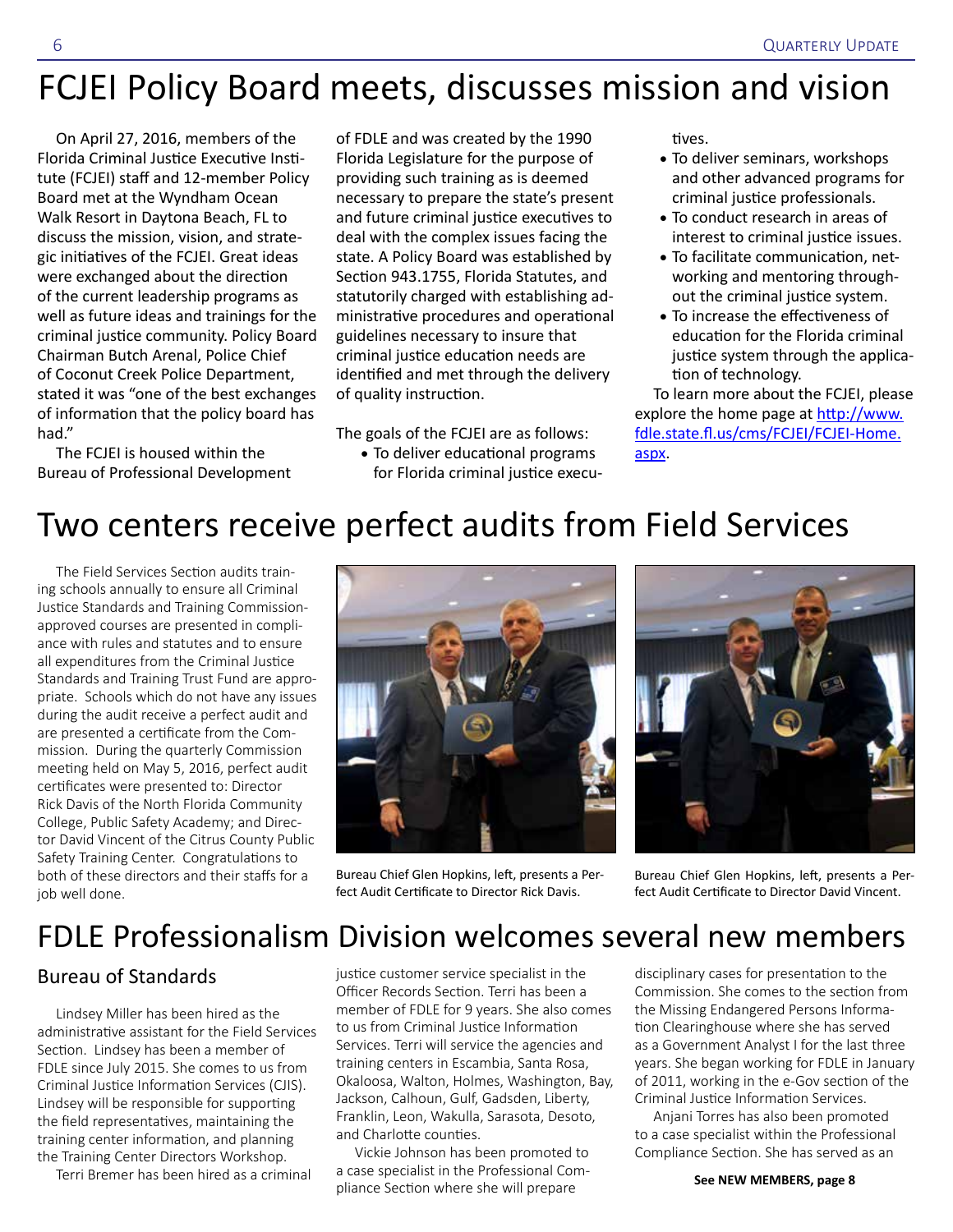# FCJEI Policy Board meets, discusses mission and vision

On April 27, 2016, members of the Florida Criminal Justice Executive Institute (FCJEI) staff and 12-member Policy Board met at the Wyndham Ocean Walk Resort in Daytona Beach, FL to discuss the mission, vision, and strategic initiatives of the FCJEI. Great ideas were exchanged about the direction of the current leadership programs as well as future ideas and trainings for the criminal justice community. Policy Board Chairman Butch Arenal, Police Chief of Coconut Creek Police Department, stated it was "one of the best exchanges of information that the policy board has had."

The FCJEI is housed within the Bureau of Professional Development of FDLE and was created by the 1990 Florida Legislature for the purpose of providing such training as is deemed necessary to prepare the state's present and future criminal justice executives to deal with the complex issues facing the state. A Policy Board was established by Section 943.1755, Florida Statutes, and statutorily charged with establishing administrative procedures and operational guidelines necessary to insure that criminal justice education needs are identified and met through the delivery of quality instruction.

The goals of the FCJEI are as follows:

- To deliver educational programs for Florida criminal justice executives.
- To deliver seminars, workshops and other advanced programs for criminal justice professionals.
- To conduct research in areas of interest to criminal justice issues.
- To facilitate communication, networking and mentoring throughout the criminal justice system.
- To increase the effectiveness of education for the Florida criminal justice system through the application of technology.

To learn more about the FCJEI, please explore the home page at http://www.fdle.state.fl.us/cms/FCJEI/FCJEI-Home.aspx.

# Two centers receive perfect audits from Field Services

The Field Services Section audits training schools annually to ensure all Criminal Justice Standards and Training Commission-approved courses are presented in compliance with rules and statutes and to ensure all expenditures from the Criminal Justice Standards and Training Trust Fund are appropriate. Schools which do not have any issues during the audit receive a perfect audit and are presented a certificate from the Commission. During the quarterly Commission meeting held on May 5, 2016, perfect audit certificates were presented to: Director Rick Davis of the North Florida Community College, Public Safety Academy; and Director David Vincent of the Citrus County Public Safety Training Center. Congratulations to both of these directors and their staffs for a job well done.

Bureau Chief Glen Hopkins, left, presents a Perfect Audit Certificate to Director Rick Davis.

Bureau Chief Glen Hopkins, left, presents a Perfect Audit Certificate to Director David Vincent.

# FDLE Professionalism Division welcomes several new members

## Bureau of Standards

Lindsey Miller has been hired as the administrative assistant for the Field Services Section. Lindsey has been a member of FDLE since July 2015. She comes to us from Criminal Justice Information Services (CJIS). Lindsey will be responsible for supporting the field representatives, maintaining the training center information, and planning the Training Center Directors Workshop.

Terri Bremer has been hired as a criminal justice customer service specialist in the Officer Records Section. Terri has been a member of FDLE for 9 years. She also comes to us from Criminal Justice Information Services. Terri will service the agencies and training centers in Escambia, Santa Rosa, Okaloosa, Walton, Holmes, Washington, Bay, Jackson, Calhoun, Gulf, Gadsden, Liberty, Franklin, Leon, Wakulla, Sarasota, Desoto, and Charlotte counties.

Vickie Johnson has been promoted to a case specialist in the Professional Compliance Section where she will prepare disciplinary cases for presentation to the Commission. She comes to the section from the Missing Endangered Persons Information Clearinghouse where she has served as a Government Analyst I for the last three years. She began working for FDLE in January of 2011, working in the e-Gov section of the Criminal Justice Information Services.

Anjani Torres has also been promoted to a case specialist within the Professional Compliance Section. She has served as an

**See NEW MEMBERS, page 8**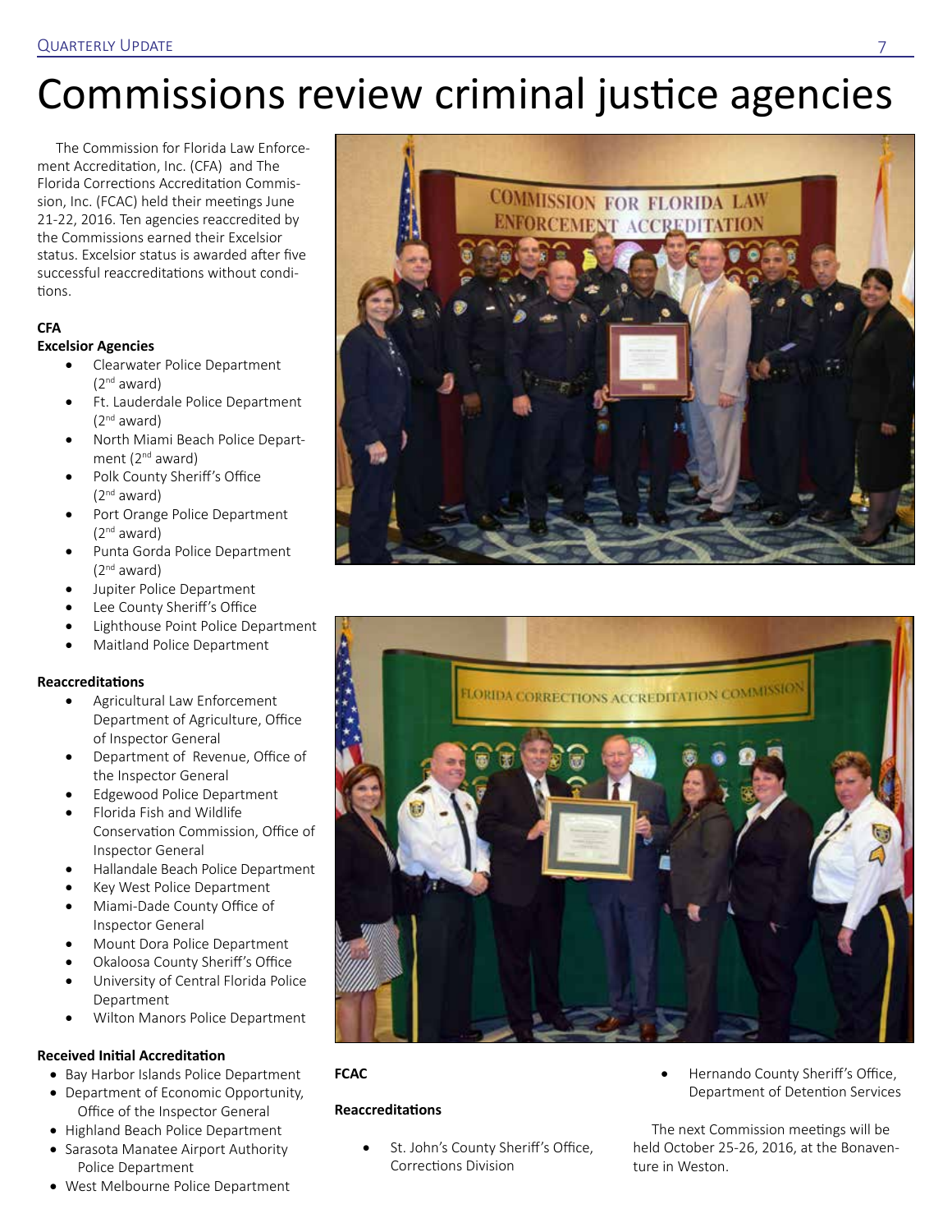# Commissions review criminal justice agencies

The Commission for Florida Law Enforcement Accreditation, Inc. (CFA) and The Florida Corrections Accreditation Commission, Inc. (FCAC) held their meetings June 21-22, 2016. Ten agencies reaccredited by the Commissions earned their Excelsior status. Excelsior status is awarded after five successful reaccreditations without conditions.

**CFA**

**Excelsior Agencies**

- Clearwater Police Department (2nd award)
- Ft. Lauderdale Police Department (2nd award)
- North Miami Beach Police Department (2nd award)
- Polk County Sheriff's Office (2nd award)
- Port Orange Police Department (2nd award)
- Punta Gorda Police Department (2nd award)
- Jupiter Police Department
- Lee County Sheriff's Office
- Lighthouse Point Police Department
- Maitland Police Department

**Reaccreditations**

- Agricultural Law Enforcement Department of Agriculture, Office of Inspector General
- Department of Revenue, Office of the Inspector General
- Edgewood Police Department
- Florida Fish and Wildlife Conservation Commission, Office of Inspector General
- Hallandale Beach Police Department
- Key West Police Department
- Miami-Dade County Office of Inspector General
- Mount Dora Police Department
- Okaloosa County Sheriff's Office
- University of Central Florida Police Department
- Wilton Manors Police Department

**Received Initial Accreditation**

- Bay Harbor Islands Police Department
- Department of Economic Opportunity, Office of the Inspector General
- Highland Beach Police Department
- Sarasota Manatee Airport Authority Police Department
- West Melbourne Police Department

**FCAC**

**Reaccreditations**

- St. John's County Sheriff's Office, Corrections Division
- Hernando County Sheriff's Office, Department of Detention Services

The next Commission meetings will be held October 25-26, 2016, at the Bonaventure in Weston.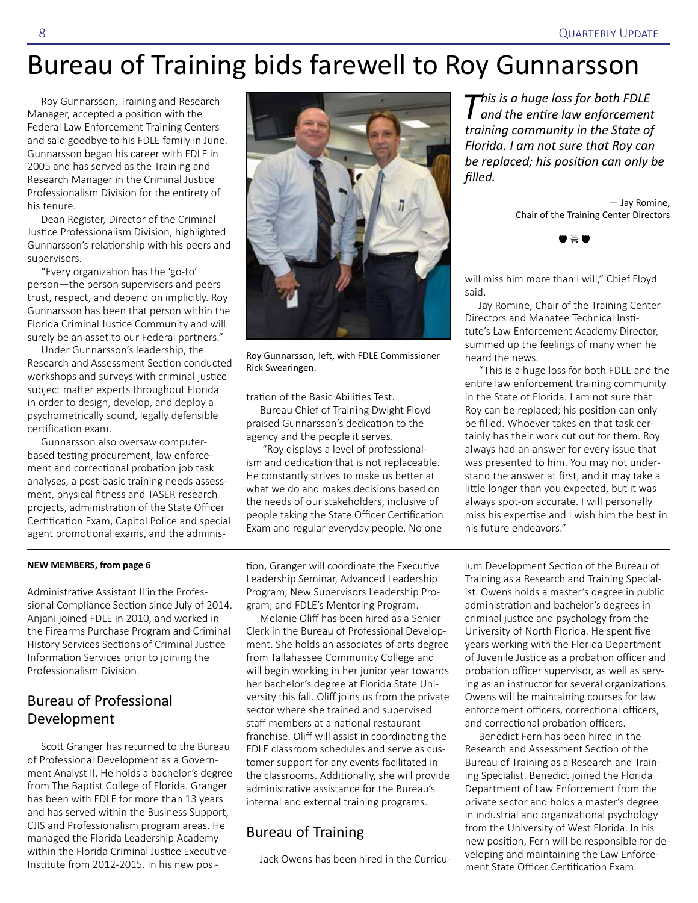# Bureau of Training bids farewell to Roy Gunnarsson

Roy Gunnarsson, Training and Research Manager, accepted a position with the Federal Law Enforcement Training Centers and said goodbye to his FDLE family in June. Gunnarsson began his career with FDLE in 2005 and has served as the Training and Research Manager in the Criminal Justice Professionalism Division for the entirety of his tenure.

Dean Register, Director of the Criminal Justice Professionalism Division, highlighted Gunnarsson's relationship with his peers and supervisors.

"Every organization has the 'go-to' person—the person supervisors and peers trust, respect, and depend on implicitly. Roy Gunnarsson has been that person within the Florida Criminal Justice Community and will surely be an asset to our Federal partners."

Under Gunnarsson's leadership, the Research and Assessment Section conducted workshops and surveys with criminal justice subject matter experts throughout Florida in order to design, develop, and deploy a psychometrically sound, legally defensible certification exam.

Gunnarsson also oversaw computer-based testing procurement, law enforcement and correctional probation job task analyses, a post-basic training needs assessment, physical fitness and TASER research projects, administration of the State Officer Certification Exam, Capitol Police and special agent promotional exams, and the administration of the Basic Abilities Test.

Roy Gunnarsson, left, with FDLE Commissioner Rick Swearingen.

Bureau Chief of Training Dwight Floyd praised Gunnarsson's dedication to the agency and the people it serves.

"Roy displays a level of professionalism and dedication that is not replaceable. He constantly strives to make us better at what we do and makes decisions based on the needs of our stakeholders, inclusive of people taking the State Officer Certification Exam and regular everyday people. No one will miss him more than I will," Chief Floyd said.

> *This is a huge loss for both FDLE and the entire law enforcement training community in the State of Florida. I am not sure that Roy can be replaced; his position can only be filled.*
>
> — Jay Romine, Chair of the Training Center Directors

Jay Romine, Chair of the Training Center Directors and Manatee Technical Institute's Law Enforcement Academy Director, summed up the feelings of many when he heard the news.

"This is a huge loss for both FDLE and the entire law enforcement training community in the State of Florida. I am not sure that Roy can be replaced; his position can only be filled. Whoever takes on that task certainly has their work cut out for them. Roy always had an answer for every issue that was presented to him. You may not understand the answer at first, and it may take a little longer than you expected, but it was always spot-on accurate. I will personally miss his expertise and I wish him the best in his future endeavors."

---

**NEW MEMBERS, from page 6**

Administrative Assistant II in the Professional Compliance Section since July of 2014. Anjani joined FDLE in 2010, and worked in the Firearms Purchase Program and Criminal History Services Sections of Criminal Justice Information Services prior to joining the Professionalism Division.

## Bureau of Professional Development

Scott Granger has returned to the Bureau of Professional Development as a Government Analyst II. He holds a bachelor's degree from The Baptist College of Florida. Granger has been with FDLE for more than 13 years and has served within the Business Support, CJIS and Professionalism program areas. He managed the Florida Leadership Academy within the Florida Criminal Justice Executive Institute from 2012-2015. In his new position, Granger will coordinate the Executive Leadership Seminar, Advanced Leadership Program, New Supervisors Leadership Program, and FDLE's Mentoring Program.

Melanie Oliff has been hired as a Senior Clerk in the Bureau of Professional Development. She holds an associates of arts degree from Tallahassee Community College and will begin working in her junior year towards her bachelor's degree at Florida State University this fall. Oliff joins us from the private sector where she trained and supervised staff members at a national restaurant franchise. Oliff will assist in coordinating the FDLE classroom schedules and serve as customer support for any events facilitated in the classrooms. Additionally, she will provide administrative assistance for the Bureau's internal and external training programs.

## Bureau of Training

Jack Owens has been hired in the Curriculum Development Section of the Bureau of Training as a Research and Training Specialist. Owens holds a master's degree in public administration and bachelor's degrees in criminal justice and psychology from the University of North Florida. He spent five years working with the Florida Department of Juvenile Justice as a probation officer and probation officer supervisor, as well as serving as an instructor for several organizations. Owens will be maintaining courses for law enforcement officers, correctional officers, and correctional probation officers.

Benedict Fern has been hired in the Research and Assessment Section of the Bureau of Training as a Research and Training Specialist. Benedict joined the Florida Department of Law Enforcement from the private sector and holds a master's degree in industrial and organizational psychology from the University of West Florida. In his new position, Fern will be responsible for developing and maintaining the Law Enforcement State Officer Certification Exam.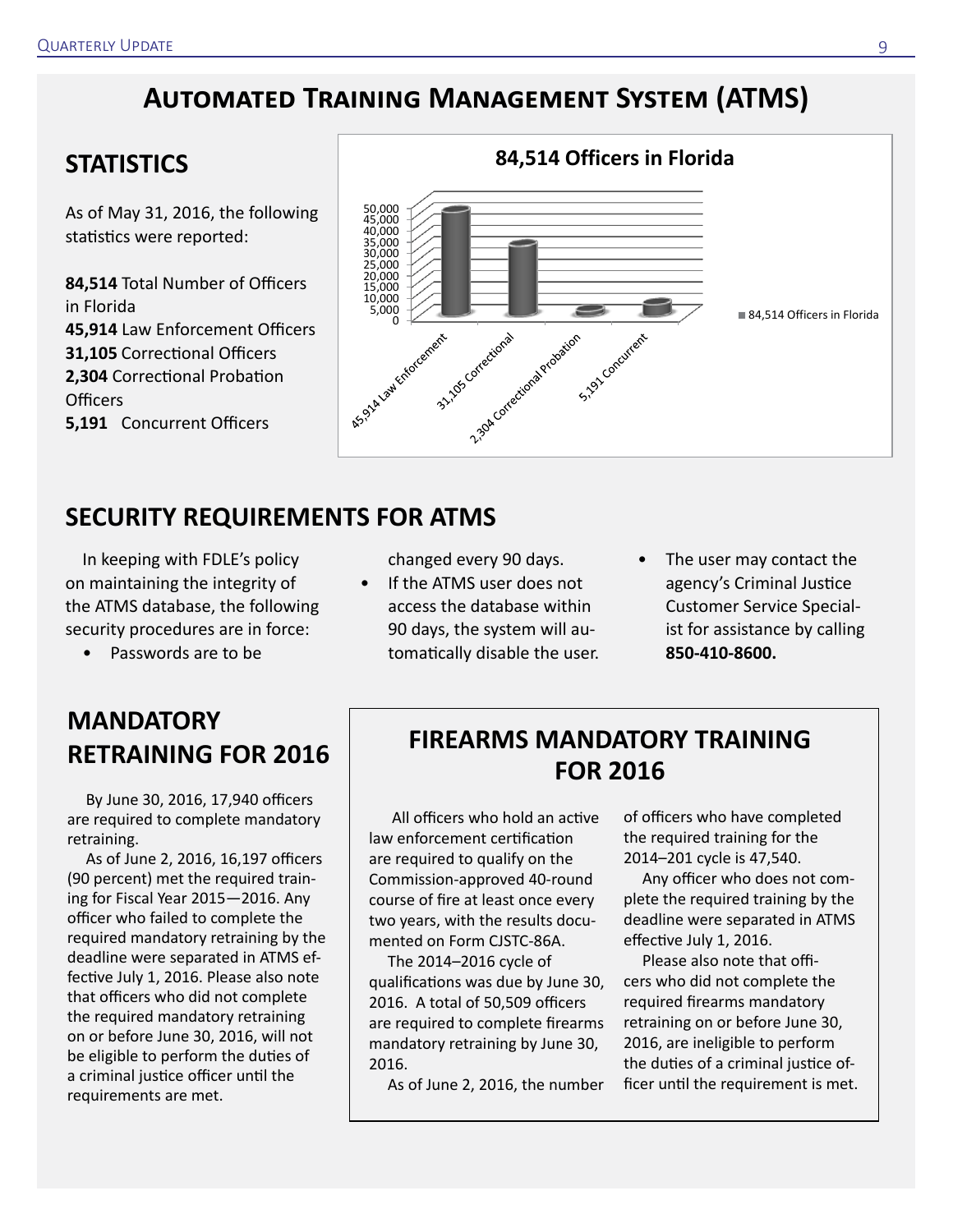# Automated Training Management System (ATMS)

## STATISTICS

As of May 31, 2016, the following statistics were reported:

**84,514** Total Number of Officers in Florida
**45,914** Law Enforcement Officers
**31,105** Correctional Officers
**2,304** Correctional Probation Officers
**5,191** Concurrent Officers

**84,514 Officers in Florida**

| Category | Officers |
|---|---|
| Law Enforcement | 45,914 |
| Correctional | 31,105 |
| Correctional Probation | 2,304 |
| Concurrent | 5,191 |

## SECURITY REQUIREMENTS FOR ATMS

In keeping with FDLE's policy on maintaining the integrity of the ATMS database, the following security procedures are in force:

- Passwords are to be changed every 90 days.
- If the ATMS user does not access the database within 90 days, the system will automatically disable the user.
- The user may contact the agency's Criminal Justice Customer Service Specialist for assistance by calling **850-410-8600.**

## MANDATORY RETRAINING FOR 2016

By June 30, 2016, 17,940 officers are required to complete mandatory retraining.

As of June 2, 2016, 16,197 officers (90 percent) met the required training for Fiscal Year 2015—2016. Any officer who failed to complete the required mandatory retraining by the deadline were separated in ATMS effective July 1, 2016. Please also note that officers who did not complete the required mandatory retraining on or before June 30, 2016, will not be eligible to perform the duties of a criminal justice officer until the requirements are met.

## FIREARMS MANDATORY TRAINING FOR 2016

All officers who hold an active law enforcement certification are required to qualify on the Commission-approved 40-round course of fire at least once every two years, with the results documented on Form CJSTC-86A.

The 2014–2016 cycle of qualifications was due by June 30, 2016. A total of 50,509 officers are required to complete firearms mandatory retraining by June 30, 2016.

As of June 2, 2016, the number of officers who have completed the required training for the 2014–201 cycle is 47,540.

Any officer who does not complete the required training by the deadline were separated in ATMS effective July 1, 2016.

Please also note that officers who did not complete the required firearms mandatory retraining on or before June 30, 2016, are ineligible to perform the duties of a criminal justice officer until the requirement is met.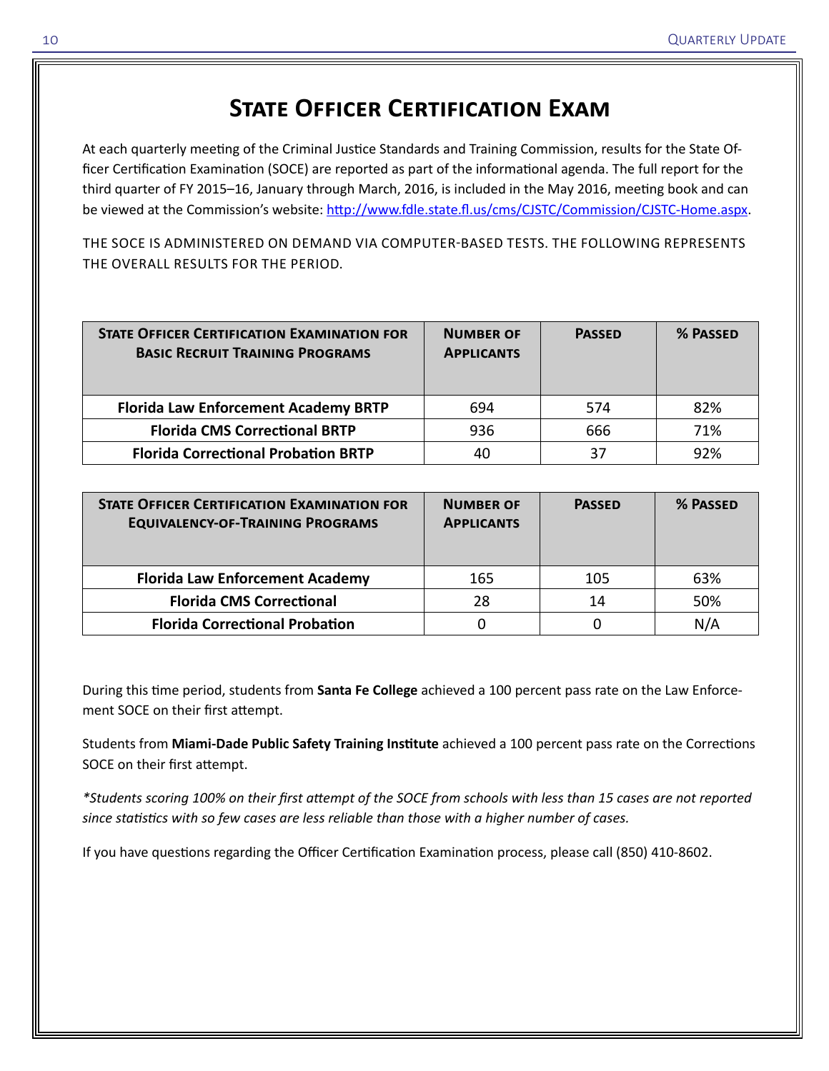# State Officer Certification Exam

At each quarterly meeting of the Criminal Justice Standards and Training Commission, results for the State Officer Certification Examination (SOCE) are reported as part of the informational agenda. The full report for the third quarter of FY 2015–16, January through March, 2016, is included in the May 2016, meeting book and can be viewed at the Commission's website: http://www.fdle.state.fl.us/cms/CJSTC/Commission/CJSTC-Home.aspx.

THE SOCE IS ADMINISTERED ON DEMAND VIA COMPUTER-BASED TESTS. THE FOLLOWING REPRESENTS THE OVERALL RESULTS FOR THE PERIOD.

| State Officer Certification Examination for Basic Recruit Training Programs | Number of Applicants | Passed | % Passed |
|---|---|---|---|
| **Florida Law Enforcement Academy BRTP** | 694 | 574 | 82% |
| **Florida CMS Correctional BRTP** | 936 | 666 | 71% |
| **Florida Correctional Probation BRTP** | 40 | 37 | 92% |

| State Officer Certification Examination for Equivalency-of-Training Programs | Number of Applicants | Passed | % Passed |
|---|---|---|---|
| **Florida Law Enforcement Academy** | 165 | 105 | 63% |
| **Florida CMS Correctional** | 28 | 14 | 50% |
| **Florida Correctional Probation** | 0 | 0 | N/A |

During this time period, students from **Santa Fe College** achieved a 100 percent pass rate on the Law Enforcement SOCE on their first attempt.

Students from **Miami-Dade Public Safety Training Institute** achieved a 100 percent pass rate on the Corrections SOCE on their first attempt.

*\*Students scoring 100% on their first attempt of the SOCE from schools with less than 15 cases are not reported since statistics with so few cases are less reliable than those with a higher number of cases.*

If you have questions regarding the Officer Certification Examination process, please call (850) 410-8602.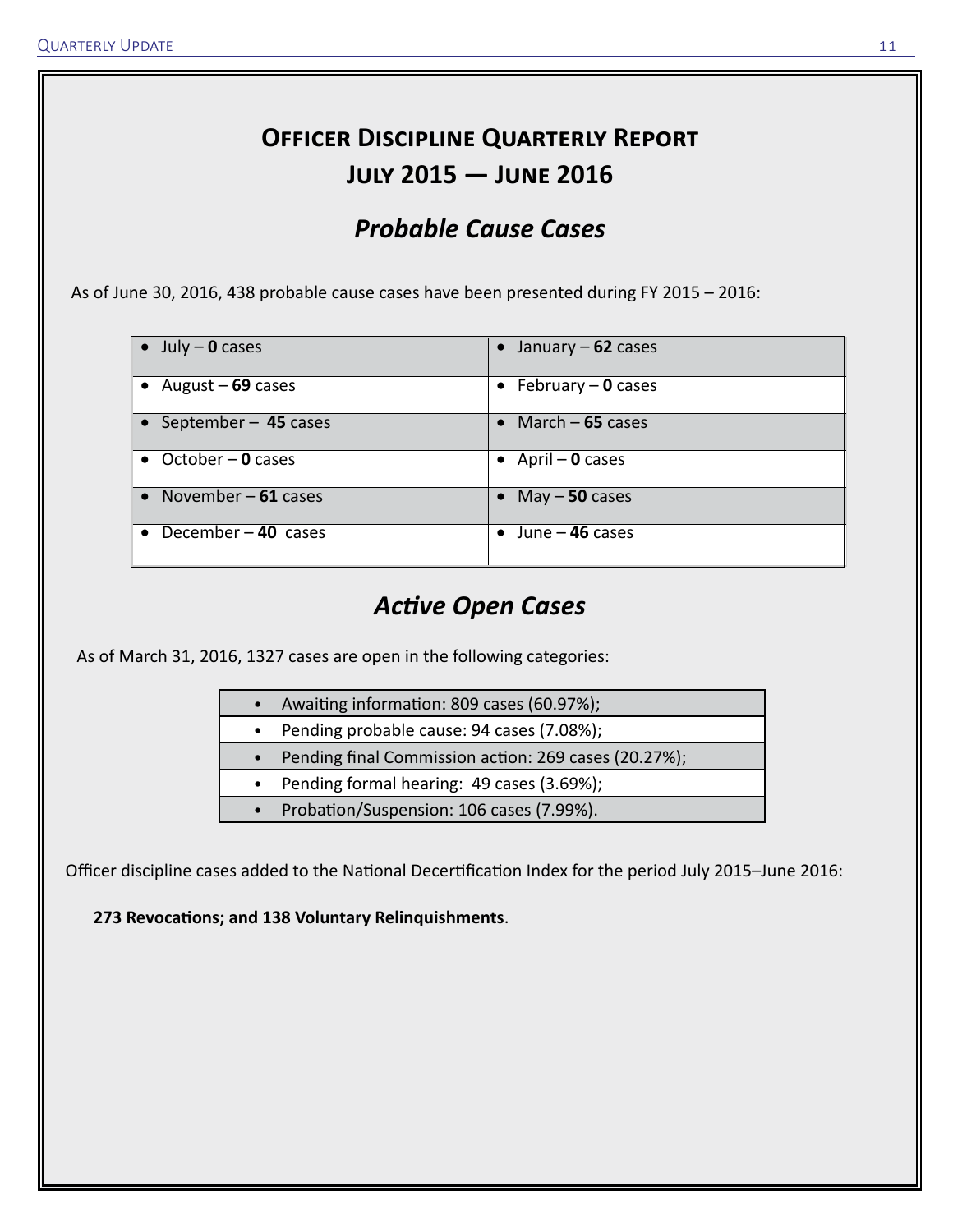# Officer Discipline Quarterly Report

# July 2015 — June 2016

## *Probable Cause Cases*

As of June 30, 2016, 438 probable cause cases have been presented during FY 2015 – 2016:

| | |
|---|---|
| • July – **0** cases | • January – **62** cases |
| • August – **69** cases | • February – **0** cases |
| • September – **45** cases | • March – **65** cases |
| • October – **0** cases | • April – **0** cases |
| • November – **61** cases | • May – **50** cases |
| • December – **40** cases | • June – **46** cases |

## *Active Open Cases*

As of March 31, 2016, 1327 cases are open in the following categories:

- Awaiting information: 809 cases (60.97%);
- Pending probable cause: 94 cases (7.08%);
- Pending final Commission action: 269 cases (20.27%);
- Pending formal hearing: 49 cases (3.69%);
- Probation/Suspension: 106 cases (7.99%).

Officer discipline cases added to the National Decertification Index for the period July 2015–June 2016:

**273 Revocations; and 138 Voluntary Relinquishments**.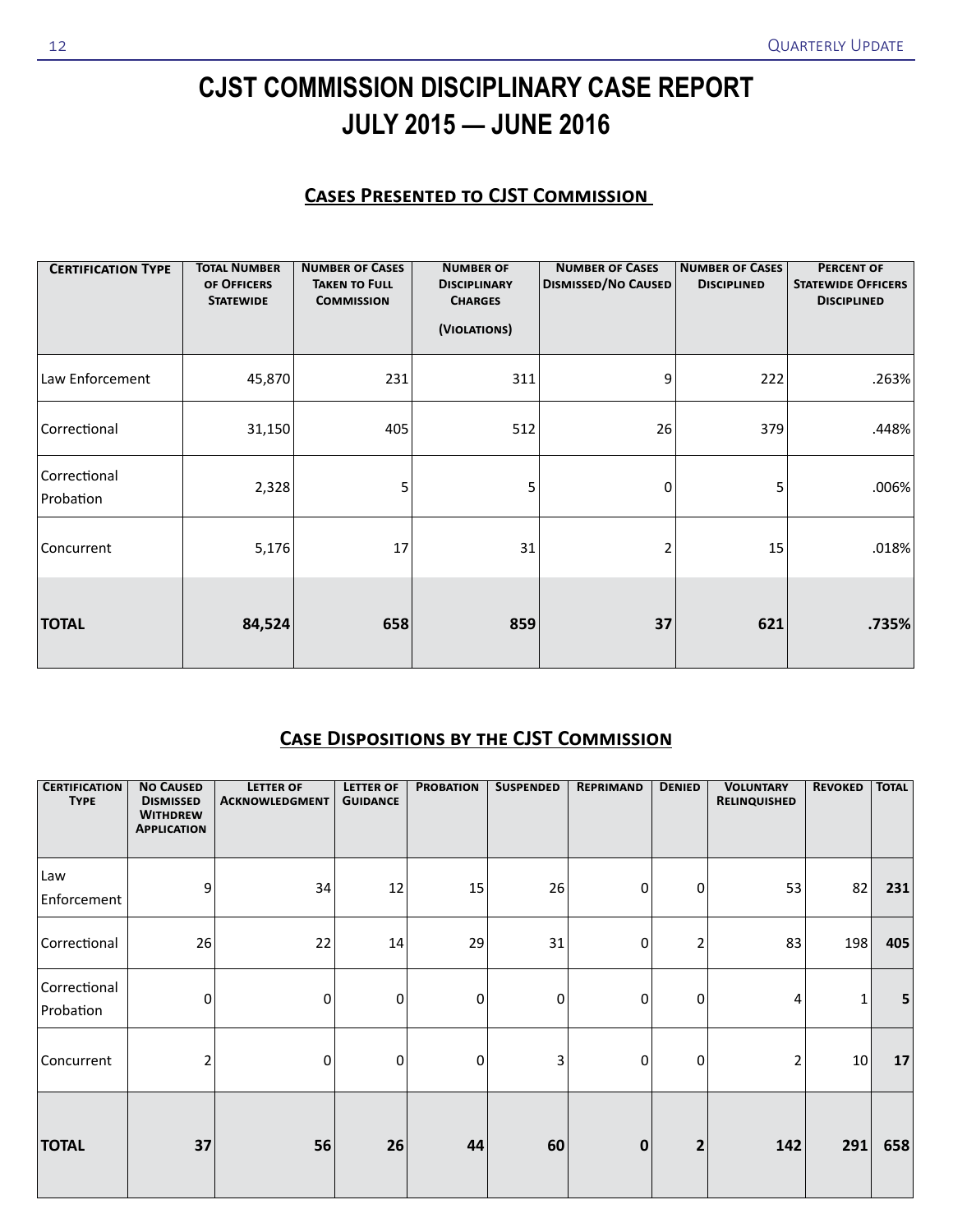# CJST COMMISSION DISCIPLINARY CASE REPORT
# JULY 2015 — JUNE 2016

## Cases Presented to CJST Commission

| Certification Type | Total Number of Officers Statewide | Number of Cases Taken to Full Commission | Number of Disciplinary Charges (Violations) | Number of Cases Dismissed/No Caused | Number of Cases Disciplined | Percent of Statewide Officers Disciplined |
|---|---|---|---|---|---|---|
| Law Enforcement | 45,870 | 231 | 311 | 9 | 222 | .263% |
| Correctional | 31,150 | 405 | 512 | 26 | 379 | .448% |
| Correctional Probation | 2,328 | 5 | 5 | 0 | 5 | .006% |
| Concurrent | 5,176 | 17 | 31 | 2 | 15 | .018% |
| **TOTAL** | **84,524** | **658** | **859** | **37** | **621** | **.735%** |

## Case Dispositions by the CJST Commission

| Certification Type | No Caused Dismissed Withdrew Application | Letter of Acknowledgment | Letter of Guidance | Probation | Suspended | Reprimand | Denied | Voluntary Relinquished | Revoked | Total |
|---|---|---|---|---|---|---|---|---|---|---|
| Law Enforcement | 9 | 34 | 12 | 15 | 26 | 0 | 0 | 53 | 82 | **231** |
| Correctional | 26 | 22 | 14 | 29 | 31 | 0 | 2 | 83 | 198 | **405** |
| Correctional Probation | 0 | 0 | 0 | 0 | 0 | 0 | 0 | 4 | 1 | **5** |
| Concurrent | 2 | 0 | 0 | 0 | 3 | 0 | 0 | 2 | 10 | **17** |
| **TOTAL** | **37** | **56** | **26** | **44** | **60** | **0** | **2** | **142** | **291** | **658** |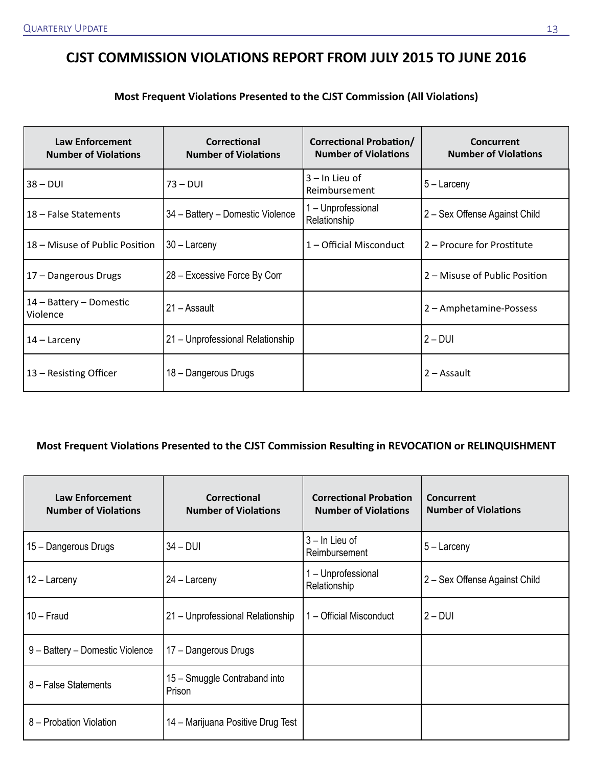# CJST COMMISSION VIOLATIONS REPORT FROM JULY 2015 TO JUNE 2016

**Most Frequent Violations Presented to the CJST Commission (All Violations)**

| Law Enforcement Number of Violations | Correctional Number of Violations | Correctional Probation/ Number of Violations | Concurrent Number of Violations |
|---|---|---|---|
| 38 – DUI | 73 – DUI | 3 – In Lieu of Reimbursement | 5 – Larceny |
| 18 – False Statements | 34 – Battery – Domestic Violence | 1 – Unprofessional Relationship | 2 – Sex Offense Against Child |
| 18 – Misuse of Public Position | 30 – Larceny | 1 – Official Misconduct | 2 – Procure for Prostitute |
| 17 – Dangerous Drugs | 28 – Excessive Force By Corr | | 2 – Misuse of Public Position |
| 14 – Battery – Domestic Violence | 21 – Assault | | 2 – Amphetamine-Possess |
| 14 – Larceny | 21 – Unprofessional Relationship | | 2 – DUI |
| 13 – Resisting Officer | 18 – Dangerous Drugs | | 2 – Assault |

**Most Frequent Violations Presented to the CJST Commission Resulting in REVOCATION or RELINQUISHMENT**

| Law Enforcement Number of Violations | Correctional Number of Violations | Correctional Probation Number of Violations | Concurrent Number of Violations |
|---|---|---|---|
| 15 – Dangerous Drugs | 34 – DUI | 3 – In Lieu of Reimbursement | 5 – Larceny |
| 12 – Larceny | 24 – Larceny | 1 – Unprofessional Relationship | 2 – Sex Offense Against Child |
| 10 – Fraud | 21 – Unprofessional Relationship | 1 – Official Misconduct | 2 – DUI |
| 9 – Battery – Domestic Violence | 17 – Dangerous Drugs | | |
| 8 – False Statements | 15 – Smuggle Contraband into Prison | | |
| 8 – Probation Violation | 14 – Marijuana Positive Drug Test | | |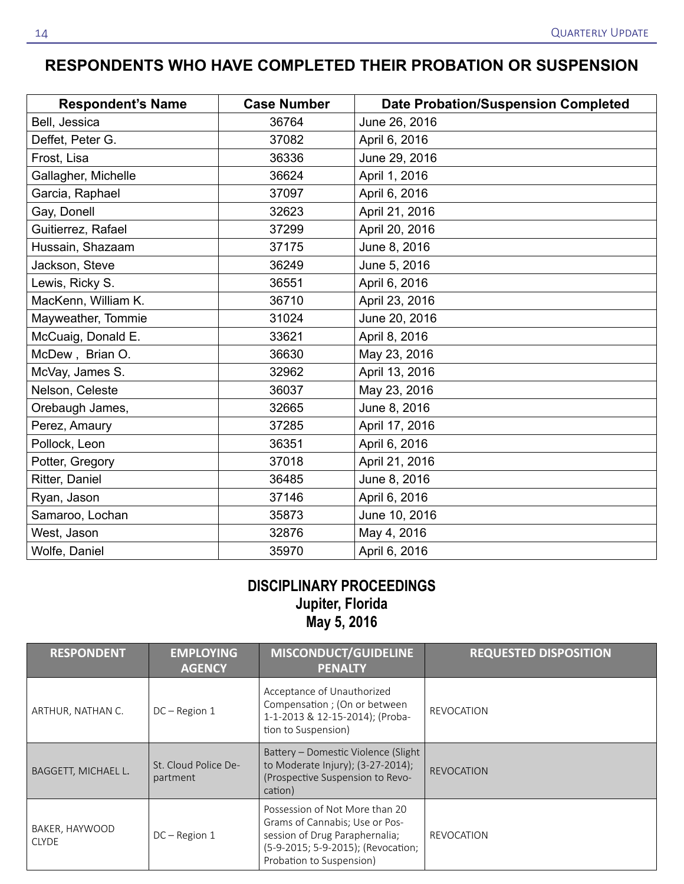## RESPONDENTS WHO HAVE COMPLETED THEIR PROBATION OR SUSPENSION

| Respondent's Name | Case Number | Date Probation/Suspension Completed |
|---|---|---|
| Bell, Jessica | 36764 | June 26, 2016 |
| Deffet, Peter G. | 37082 | April 6, 2016 |
| Frost, Lisa | 36336 | June 29, 2016 |
| Gallagher, Michelle | 36624 | April 1, 2016 |
| Garcia, Raphael | 37097 | April 6, 2016 |
| Gay, Donell | 32623 | April 21, 2016 |
| Guitierrez, Rafael | 37299 | April 20, 2016 |
| Hussain, Shazaam | 37175 | June 8, 2016 |
| Jackson, Steve | 36249 | June 5, 2016 |
| Lewis, Ricky S. | 36551 | April 6, 2016 |
| MacKenn, William K. | 36710 | April 23, 2016 |
| Mayweather, Tommie | 31024 | June 20, 2016 |
| McCuaig, Donald E. | 33621 | April 8, 2016 |
| McDew , Brian O. | 36630 | May 23, 2016 |
| McVay, James S. | 32962 | April 13, 2016 |
| Nelson, Celeste | 36037 | May 23, 2016 |
| Orebaugh James, | 32665 | June 8, 2016 |
| Perez, Amaury | 37285 | April 17, 2016 |
| Pollock, Leon | 36351 | April 6, 2016 |
| Potter, Gregory | 37018 | April 21, 2016 |
| Ritter, Daniel | 36485 | June 8, 2016 |
| Ryan, Jason | 37146 | April 6, 2016 |
| Samaroo, Lochan | 35873 | June 10, 2016 |
| West, Jason | 32876 | May 4, 2016 |
| Wolfe, Daniel | 35970 | April 6, 2016 |

## DISCIPLINARY PROCEEDINGS
### Jupiter, Florida
### May 5, 2016

| RESPONDENT | EMPLOYING AGENCY | MISCONDUCT/GUIDELINE PENALTY | REQUESTED DISPOSITION |
|---|---|---|---|
| ARTHUR, NATHAN C. | DC – Region 1 | Acceptance of Unauthorized Compensation ; (On or between 1-1-2013 & 12-15-2014); (Probation to Suspension) | REVOCATION |
| BAGGETT, MICHAEL L. | St. Cloud Police Department | Battery – Domestic Violence (Slight to Moderate Injury); (3-27-2014); (Prospective Suspension to Revocation) | REVOCATION |
| BAKER, HAYWOOD CLYDE | DC – Region 1 | Possession of Not More than 20 Grams of Cannabis; Use or Possession of Drug Paraphernalia; (5-9-2015; 5-9-2015); (Revocation; Probation to Suspension) | REVOCATION |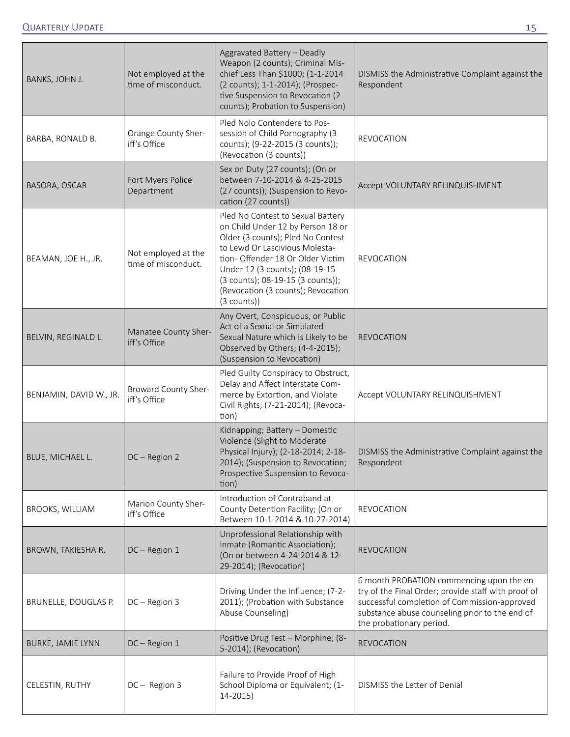| | | | |
|---|---|---|---|
| BANKS, JOHN J. | Not employed at the time of misconduct. | Aggravated Battery – Deadly Weapon (2 counts); Criminal Mischief Less Than $1000; (1-1-2014 (2 counts); 1-1-2014); (Prospective Suspension to Revocation (2 counts); Probation to Suspension) | DISMISS the Administrative Complaint against the Respondent |
| BARBA, RONALD B. | Orange County Sheriff's Office | Pled Nolo Contendere to Possession of Child Pornography (3 counts); (9-22-2015 (3 counts)); (Revocation (3 counts)) | REVOCATION |
| BASORA, OSCAR | Fort Myers Police Department | Sex on Duty (27 counts); (On or between 7-10-2014 & 4-25-2015 (27 counts)); (Suspension to Revocation (27 counts)) | Accept VOLUNTARY RELINQUISHMENT |
| BEAMAN, JOE H., JR. | Not employed at the time of misconduct. | Pled No Contest to Sexual Battery on Child Under 12 by Person 18 or Older (3 counts); Pled No Contest to Lewd Or Lascivious Molestation- Offender 18 Or Older Victim Under 12 (3 counts); (08-19-15 (3 counts); 08-19-15 (3 counts)); (Revocation (3 counts); Revocation (3 counts)) | REVOCATION |
| BELVIN, REGINALD L. | Manatee County Sheriff's Office | Any Overt, Conspicuous, or Public Act of a Sexual or Simulated Sexual Nature which is Likely to be Observed by Others; (4-4-2015); (Suspension to Revocation) | REVOCATION |
| BENJAMIN, DAVID W., JR. | Broward County Sheriff's Office | Pled Guilty Conspiracy to Obstruct, Delay and Affect Interstate Commerce by Extortion, and Violate Civil Rights; (7-21-2014); (Revocation) | Accept VOLUNTARY RELINQUISHMENT |
| BLUE, MICHAEL L. | DC – Region 2 | Kidnapping; Battery – Domestic Violence (Slight to Moderate Physical Injury); (2-18-2014; 2-18-2014); (Suspension to Revocation; Prospective Suspension to Revocation) | DISMISS the Administrative Complaint against the Respondent |
| BROOKS, WILLIAM | Marion County Sheriff's Office | Introduction of Contraband at County Detention Facility; (On or Between 10-1-2014 & 10-27-2014) | REVOCATION |
| BROWN, TAKIESHA R. | DC – Region 1 | Unprofessional Relationship with Inmate (Romantic Association); (On or between 4-24-2014 & 12-29-2014); (Revocation) | REVOCATION |
| BRUNELLE, DOUGLAS P. | DC – Region 3 | Driving Under the Influence; (7-2-2011); (Probation with Substance Abuse Counseling) | 6 month PROBATION commencing upon the entry of the Final Order; provide staff with proof of successful completion of Commission-approved substance abuse counseling prior to the end of the probationary period. |
| BURKE, JAMIE LYNN | DC – Region 1 | Positive Drug Test – Morphine; (8-5-2014); (Revocation) | REVOCATION |
| CELESTIN, RUTHY | DC – Region 3 | Failure to Provide Proof of High School Diploma or Equivalent; (1-14-2015) | DISMISS the Letter of Denial |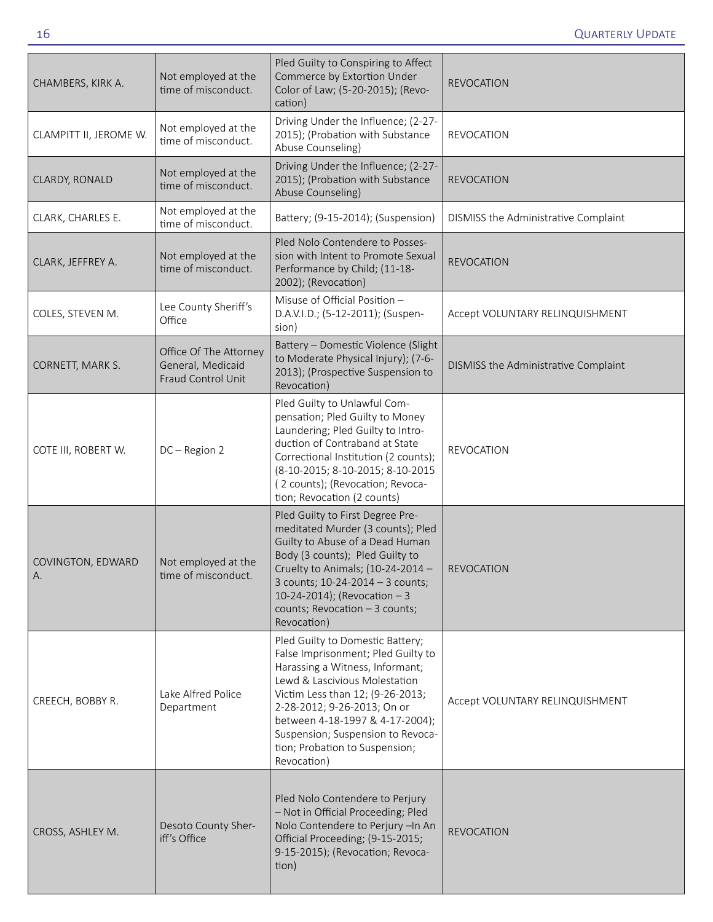| | | | |
|---|---|---|---|
| CHAMBERS, KIRK A. | Not employed at the time of misconduct. | Pled Guilty to Conspiring to Affect Commerce by Extortion Under Color of Law; (5-20-2015); (Revocation) | REVOCATION |
| CLAMPITT II, JEROME W. | Not employed at the time of misconduct. | Driving Under the Influence; (2-27-2015); (Probation with Substance Abuse Counseling) | REVOCATION |
| CLARDY, RONALD | Not employed at the time of misconduct. | Driving Under the Influence; (2-27-2015); (Probation with Substance Abuse Counseling) | REVOCATION |
| CLARK, CHARLES E. | Not employed at the time of misconduct. | Battery; (9-15-2014); (Suspension) | DISMISS the Administrative Complaint |
| CLARK, JEFFREY A. | Not employed at the time of misconduct. | Pled Nolo Contendere to Possession with Intent to Promote Sexual Performance by Child; (11-18-2002); (Revocation) | REVOCATION |
| COLES, STEVEN M. | Lee County Sheriff's Office | Misuse of Official Position – D.A.V.I.D.; (5-12-2011); (Suspension) | Accept VOLUNTARY RELINQUISHMENT |
| CORNETT, MARK S. | Office Of The Attorney General, Medicaid Fraud Control Unit | Battery – Domestic Violence (Slight to Moderate Physical Injury); (7-6-2013); (Prospective Suspension to Revocation) | DISMISS the Administrative Complaint |
| COTE III, ROBERT W. | DC – Region 2 | Pled Guilty to Unlawful Compensation; Pled Guilty to Money Laundering; Pled Guilty to Introduction of Contraband at State Correctional Institution (2 counts); (8-10-2015; 8-10-2015; 8-10-2015 ( 2 counts); (Revocation; Revocation; Revocation (2 counts) | REVOCATION |
| COVINGTON, EDWARD A. | Not employed at the time of misconduct. | Pled Guilty to First Degree Premeditated Murder (3 counts); Pled Guilty to Abuse of a Dead Human Body (3 counts); Pled Guilty to Cruelty to Animals; (10-24-2014 – 3 counts; 10-24-2014 – 3 counts; 10-24-2014); (Revocation – 3 counts; Revocation – 3 counts; Revocation) | REVOCATION |
| CREECH, BOBBY R. | Lake Alfred Police Department | Pled Guilty to Domestic Battery; False Imprisonment; Pled Guilty to Harassing a Witness, Informant; Lewd & Lascivious Molestation Victim Less than 12; (9-26-2013; 2-28-2012; 9-26-2013; On or between 4-18-1997 & 4-17-2004); Suspension; Suspension to Revocation; Probation to Suspension; Revocation) | Accept VOLUNTARY RELINQUISHMENT |
| CROSS, ASHLEY M. | Desoto County Sheriff's Office | Pled Nolo Contendere to Perjury – Not in Official Proceeding; Pled Nolo Contendere to Perjury –In An Official Proceeding; (9-15-2015; 9-15-2015); (Revocation; Revocation) | REVOCATION |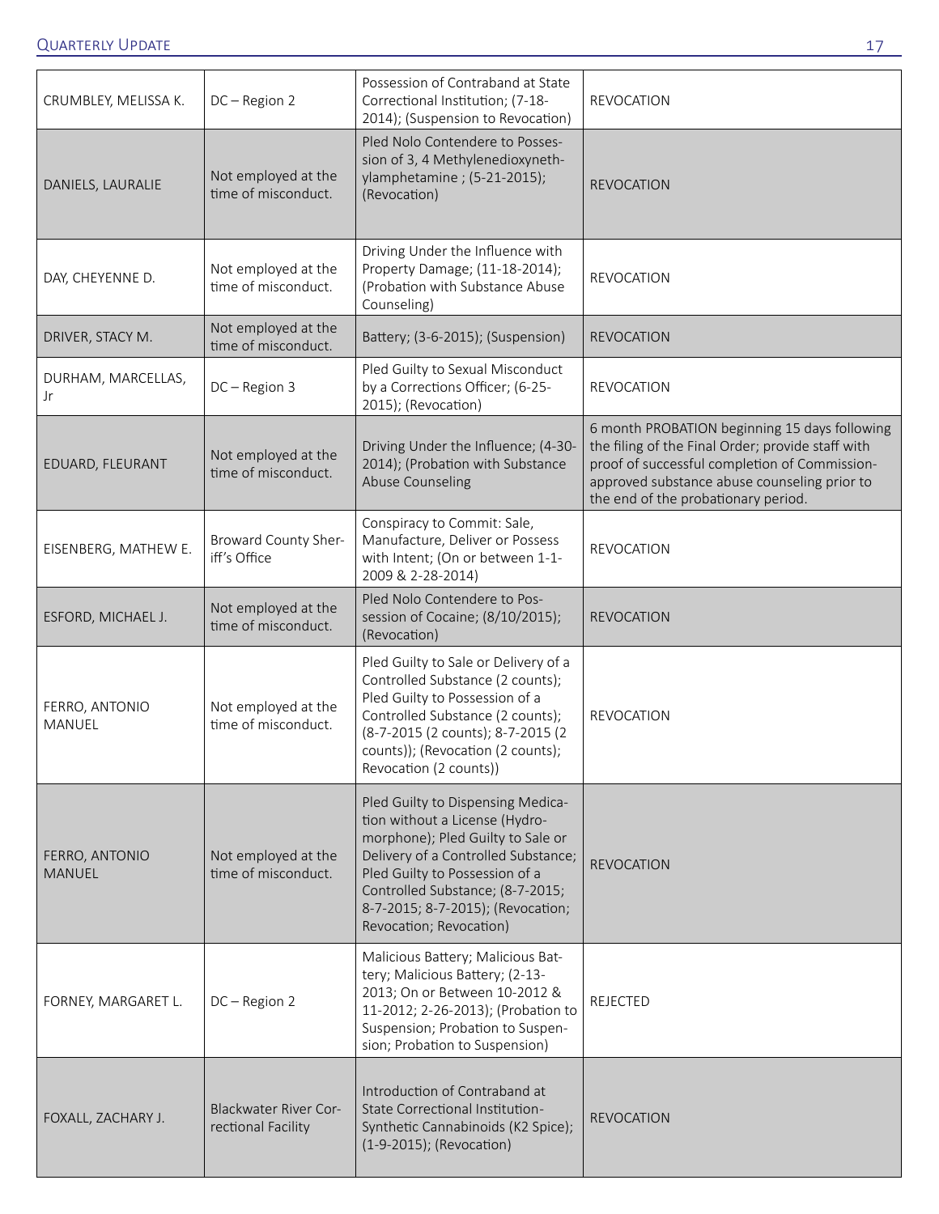| | | | |
|---|---|---|---|
| CRUMBLEY, MELISSA K. | DC – Region 2 | Possession of Contraband at State Correctional Institution; (7-18-2014); (Suspension to Revocation) | REVOCATION |
| DANIELS, LAURALIE | Not employed at the time of misconduct. | Pled Nolo Contendere to Possession of 3, 4 Methylenedioxyneth-ylamphetamine ; (5-21-2015); (Revocation) | REVOCATION |
| DAY, CHEYENNE D. | Not employed at the time of misconduct. | Driving Under the Influence with Property Damage; (11-18-2014); (Probation with Substance Abuse Counseling) | REVOCATION |
| DRIVER, STACY M. | Not employed at the time of misconduct. | Battery; (3-6-2015); (Suspension) | REVOCATION |
| DURHAM, MARCELLAS, Jr | DC – Region 3 | Pled Guilty to Sexual Misconduct by a Corrections Officer; (6-25-2015); (Revocation) | REVOCATION |
| EDUARD, FLEURANT | Not employed at the time of misconduct. | Driving Under the Influence; (4-30-2014); (Probation with Substance Abuse Counseling | 6 month PROBATION beginning 15 days following the filing of the Final Order; provide staff with proof of successful completion of Commission-approved substance abuse counseling prior to the end of the probationary period. |
| EISENBERG, MATHEW E. | Broward County Sheriff's Office | Conspiracy to Commit: Sale, Manufacture, Deliver or Possess with Intent; (On or between 1-1-2009 & 2-28-2014) | REVOCATION |
| ESFORD, MICHAEL J. | Not employed at the time of misconduct. | Pled Nolo Contendere to Possession of Cocaine; (8/10/2015); (Revocation) | REVOCATION |
| FERRO, ANTONIO MANUEL | Not employed at the time of misconduct. | Pled Guilty to Sale or Delivery of a Controlled Substance (2 counts); Pled Guilty to Possession of a Controlled Substance (2 counts); (8-7-2015 (2 counts); 8-7-2015 (2 counts)); (Revocation (2 counts); Revocation (2 counts)) | REVOCATION |
| FERRO, ANTONIO MANUEL | Not employed at the time of misconduct. | Pled Guilty to Dispensing Medication without a License (Hydromorphone); Pled Guilty to Sale or Delivery of a Controlled Substance; Pled Guilty to Possession of a Controlled Substance; (8-7-2015; 8-7-2015; 8-7-2015); (Revocation; Revocation; Revocation) | REVOCATION |
| FORNEY, MARGARET L. | DC – Region 2 | Malicious Battery; Malicious Battery; Malicious Battery; (2-13-2013; On or Between 10-2012 & 11-2012; 2-26-2013); (Probation to Suspension; Probation to Suspension; Probation to Suspension) | REJECTED |
| FOXALL, ZACHARY J. | Blackwater River Correctional Facility | Introduction of Contraband at State Correctional Institution-Synthetic Cannabinoids (K2 Spice); (1-9-2015); (Revocation) | REVOCATION |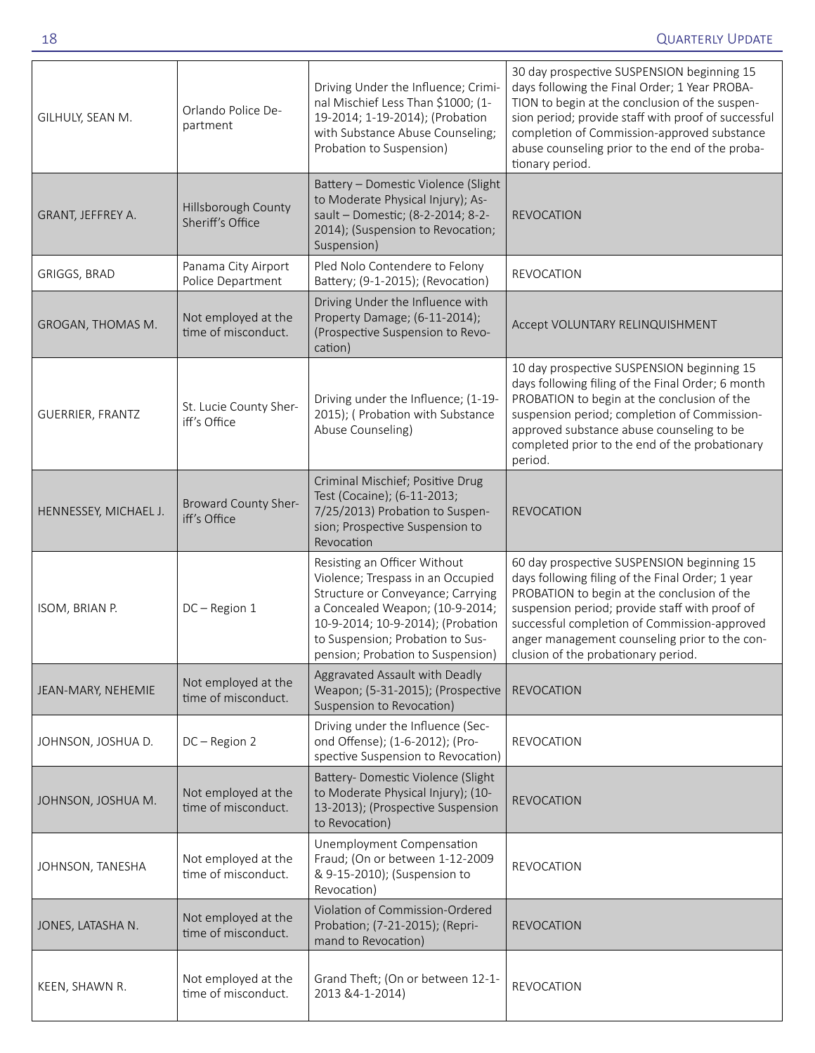| | | | |
|---|---|---|---|
| GILHULY, SEAN M. | Orlando Police Department | Driving Under the Influence; Criminal Mischief Less Than $1000; (1-19-2014; 1-19-2014); (Probation with Substance Abuse Counseling; Probation to Suspension) | 30 day prospective SUSPENSION beginning 15 days following the Final Order; 1 Year PROBATION to begin at the conclusion of the suspension period; provide staff with proof of successful completion of Commission-approved substance abuse counseling prior to the end of the probationary period. |
| GRANT, JEFFREY A. | Hillsborough County Sheriff's Office | Battery – Domestic Violence (Slight to Moderate Physical Injury); Assault – Domestic; (8-2-2014; 8-2-2014); (Suspension to Revocation; Suspension) | REVOCATION |
| GRIGGS, BRAD | Panama City Airport Police Department | Pled Nolo Contendere to Felony Battery; (9-1-2015); (Revocation) | REVOCATION |
| GROGAN, THOMAS M. | Not employed at the time of misconduct. | Driving Under the Influence with Property Damage; (6-11-2014); (Prospective Suspension to Revocation) | Accept VOLUNTARY RELINQUISHMENT |
| GUERRIER, FRANTZ | St. Lucie County Sheriff's Office | Driving under the Influence; (1-19-2015); ( Probation with Substance Abuse Counseling) | 10 day prospective SUSPENSION beginning 15 days following filing of the Final Order; 6 month PROBATION to begin at the conclusion of the suspension period; completion of Commission-approved substance abuse counseling to be completed prior to the end of the probationary period. |
| HENNESSEY, MICHAEL J. | Broward County Sheriff's Office | Criminal Mischief; Positive Drug Test (Cocaine); (6-11-2013; 7/25/2013) Probation to Suspension; Prospective Suspension to Revocation | REVOCATION |
| ISOM, BRIAN P. | DC – Region 1 | Resisting an Officer Without Violence; Trespass in an Occupied Structure or Conveyance; Carrying a Concealed Weapon; (10-9-2014; 10-9-2014; 10-9-2014); (Probation to Suspension; Probation to Suspension; Probation to Suspension) | 60 day prospective SUSPENSION beginning 15 days following filing of the Final Order; 1 year PROBATION to begin at the conclusion of the suspension period; provide staff with proof of successful completion of Commission-approved anger management counseling prior to the conclusion of the probationary period. |
| JEAN-MARY, NEHEMIE | Not employed at the time of misconduct. | Aggravated Assault with Deadly Weapon; (5-31-2015); (Prospective Suspension to Revocation) | REVOCATION |
| JOHNSON, JOSHUA D. | DC – Region 2 | Driving under the Influence (Second Offense); (1-6-2012); (Prospective Suspension to Revocation) | REVOCATION |
| JOHNSON, JOSHUA M. | Not employed at the time of misconduct. | Battery- Domestic Violence (Slight to Moderate Physical Injury); (10-13-2013); (Prospective Suspension to Revocation) | REVOCATION |
| JOHNSON, TANESHA | Not employed at the time of misconduct. | Unemployment Compensation Fraud; (On or between 1-12-2009 & 9-15-2010); (Suspension to Revocation) | REVOCATION |
| JONES, LATASHA N. | Not employed at the time of misconduct. | Violation of Commission-Ordered Probation; (7-21-2015); (Reprimand to Revocation) | REVOCATION |
| KEEN, SHAWN R. | Not employed at the time of misconduct. | Grand Theft; (On or between 12-1-2013 &4-1-2014) | REVOCATION |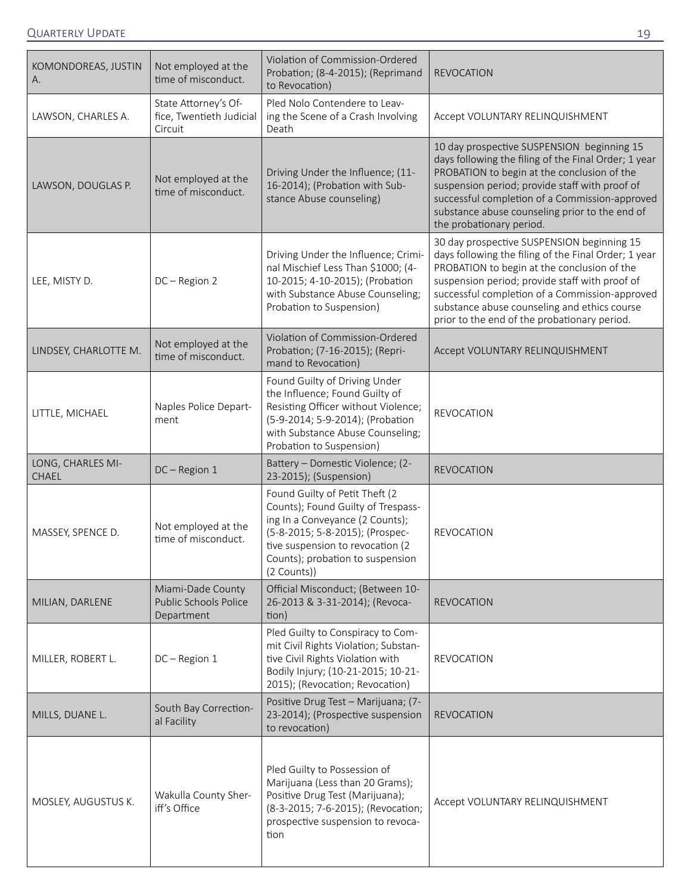| | | | |
|---|---|---|---|
| KOMONDOREAS, JUSTIN A. | Not employed at the time of misconduct. | Violation of Commission-Ordered Probation; (8-4-2015); (Reprimand to Revocation) | REVOCATION |
| LAWSON, CHARLES A. | State Attorney's Office, Twentieth Judicial Circuit | Pled Nolo Contendere to Leaving the Scene of a Crash Involving Death | Accept VOLUNTARY RELINQUISHMENT |
| LAWSON, DOUGLAS P. | Not employed at the time of misconduct. | Driving Under the Influence; (11-16-2014); (Probation with Substance Abuse counseling) | 10 day prospective SUSPENSION beginning 15 days following the filing of the Final Order; 1 year PROBATION to begin at the conclusion of the suspension period; provide staff with proof of successful completion of a Commission-approved substance abuse counseling prior to the end of the probationary period. |
| LEE, MISTY D. | DC – Region 2 | Driving Under the Influence; Criminal Mischief Less Than $1000; (4-10-2015; 4-10-2015); (Probation with Substance Abuse Counseling; Probation to Suspension) | 30 day prospective SUSPENSION beginning 15 days following the filing of the Final Order; 1 year PROBATION to begin at the conclusion of the suspension period; provide staff with proof of successful completion of a Commission-approved substance abuse counseling and ethics course prior to the end of the probationary period. |
| LINDSEY, CHARLOTTE M. | Not employed at the time of misconduct. | Violation of Commission-Ordered Probation; (7-16-2015); (Reprimand to Revocation) | Accept VOLUNTARY RELINQUISHMENT |
| LITTLE, MICHAEL | Naples Police Department | Found Guilty of Driving Under the Influence; Found Guilty of Resisting Officer without Violence; (5-9-2014; 5-9-2014); (Probation with Substance Abuse Counseling; Probation to Suspension) | REVOCATION |
| LONG, CHARLES MICHAEL | DC – Region 1 | Battery – Domestic Violence; (2-23-2015); (Suspension) | REVOCATION |
| MASSEY, SPENCE D. | Not employed at the time of misconduct. | Found Guilty of Petit Theft (2 Counts); Found Guilty of Trespassing In a Conveyance (2 Counts); (5-8-2015; 5-8-2015); (Prospective suspension to revocation (2 Counts); probation to suspension (2 Counts)) | REVOCATION |
| MILIAN, DARLENE | Miami-Dade County Public Schools Police Department | Official Misconduct; (Between 10-26-2013 & 3-31-2014); (Revocation) | REVOCATION |
| MILLER, ROBERT L. | DC – Region 1 | Pled Guilty to Conspiracy to Commit Civil Rights Violation; Substantive Civil Rights Violation with Bodily Injury; (10-21-2015; 10-21-2015); (Revocation; Revocation) | REVOCATION |
| MILLS, DUANE L. | South Bay Correctional Facility | Positive Drug Test – Marijuana; (7-23-2014); (Prospective suspension to revocation) | REVOCATION |
| MOSLEY, AUGUSTUS K. | Wakulla County Sheriff's Office | Pled Guilty to Possession of Marijuana (Less than 20 Grams); Positive Drug Test (Marijuana); (8-3-2015; 7-6-2015); (Revocation; prospective suspension to revocation | Accept VOLUNTARY RELINQUISHMENT |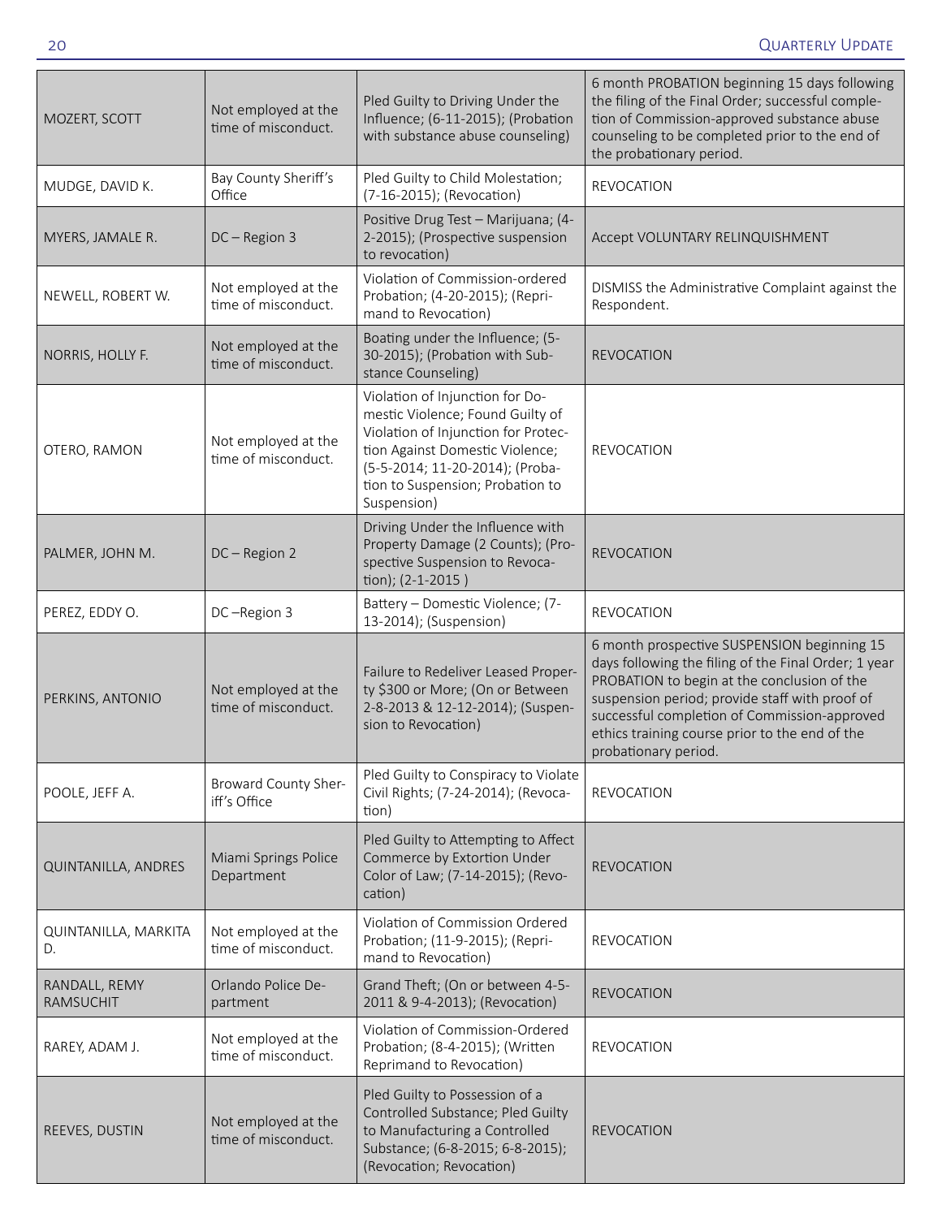| | | | |
|---|---|---|---|
| MOZERT, SCOTT | Not employed at the time of misconduct. | Pled Guilty to Driving Under the Influence; (6-11-2015); (Probation with substance abuse counseling) | 6 month PROBATION beginning 15 days following the filing of the Final Order; successful completion of Commission-approved substance abuse counseling to be completed prior to the end of the probationary period. |
| MUDGE, DAVID K. | Bay County Sheriff's Office | Pled Guilty to Child Molestation; (7-16-2015); (Revocation) | REVOCATION |
| MYERS, JAMALE R. | DC – Region 3 | Positive Drug Test – Marijuana; (4-2-2015); (Prospective suspension to revocation) | Accept VOLUNTARY RELINQUISHMENT |
| NEWELL, ROBERT W. | Not employed at the time of misconduct. | Violation of Commission-ordered Probation; (4-20-2015); (Reprimand to Revocation) | DISMISS the Administrative Complaint against the Respondent. |
| NORRIS, HOLLY F. | Not employed at the time of misconduct. | Boating under the Influence; (5-30-2015); (Probation with Substance Counseling) | REVOCATION |
| OTERO, RAMON | Not employed at the time of misconduct. | Violation of Injunction for Domestic Violence; Found Guilty of Violation of Injunction for Protection Against Domestic Violence; (5-5-2014; 11-20-2014); (Probation to Suspension; Probation to Suspension) | REVOCATION |
| PALMER, JOHN M. | DC – Region 2 | Driving Under the Influence with Property Damage (2 Counts); (Prospective Suspension to Revocation); (2-1-2015 ) | REVOCATION |
| PEREZ, EDDY O. | DC –Region 3 | Battery – Domestic Violence; (7-13-2014); (Suspension) | REVOCATION |
| PERKINS, ANTONIO | Not employed at the time of misconduct. | Failure to Redeliver Leased Property $300 or More; (On or Between 2-8-2013 & 12-12-2014); (Suspension to Revocation) | 6 month prospective SUSPENSION beginning 15 days following the filing of the Final Order; 1 year PROBATION to begin at the conclusion of the suspension period; provide staff with proof of successful completion of Commission-approved ethics training course prior to the end of the probationary period. |
| POOLE, JEFF A. | Broward County Sheriff's Office | Pled Guilty to Conspiracy to Violate Civil Rights; (7-24-2014); (Revocation) | REVOCATION |
| QUINTANILLA, ANDRES | Miami Springs Police Department | Pled Guilty to Attempting to Affect Commerce by Extortion Under Color of Law; (7-14-2015); (Revocation) | REVOCATION |
| QUINTANILLA, MARKITA D. | Not employed at the time of misconduct. | Violation of Commission Ordered Probation; (11-9-2015); (Reprimand to Revocation) | REVOCATION |
| RANDALL, REMY RAMSUCHIT | Orlando Police Department | Grand Theft; (On or between 4-5-2011 & 9-4-2013); (Revocation) | REVOCATION |
| RAREY, ADAM J. | Not employed at the time of misconduct. | Violation of Commission-Ordered Probation; (8-4-2015); (Written Reprimand to Revocation) | REVOCATION |
| REEVES, DUSTIN | Not employed at the time of misconduct. | Pled Guilty to Possession of a Controlled Substance; Pled Guilty to Manufacturing a Controlled Substance; (6-8-2015; 6-8-2015); (Revocation; Revocation) | REVOCATION |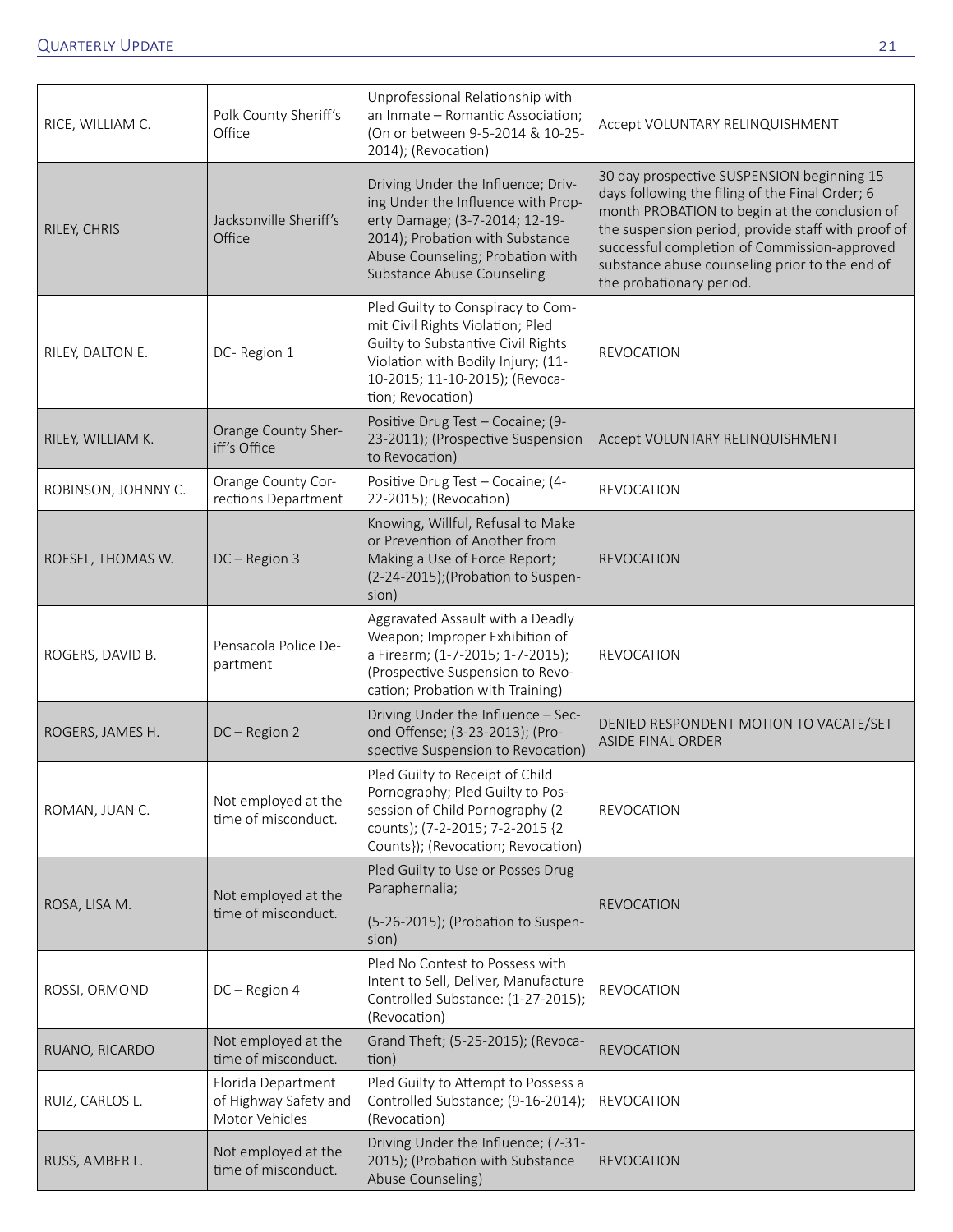| | | | |
|---|---|---|---|
| RICE, WILLIAM C. | Polk County Sheriff's Office | Unprofessional Relationship with an Inmate – Romantic Association; (On or between 9-5-2014 & 10-25-2014); (Revocation) | Accept VOLUNTARY RELINQUISHMENT |
| RILEY, CHRIS | Jacksonville Sheriff's Office | Driving Under the Influence; Driving Under the Influence with Property Damage; (3-7-2014; 12-19-2014); Probation with Substance Abuse Counseling; Probation with Substance Abuse Counseling | 30 day prospective SUSPENSION beginning 15 days following the filing of the Final Order; 6 month PROBATION to begin at the conclusion of the suspension period; provide staff with proof of successful completion of Commission-approved substance abuse counseling prior to the end of the probationary period. |
| RILEY, DALTON E. | DC- Region 1 | Pled Guilty to Conspiracy to Commit Civil Rights Violation; Pled Guilty to Substantive Civil Rights Violation with Bodily Injury; (11-10-2015; 11-10-2015); (Revocation; Revocation) | REVOCATION |
| RILEY, WILLIAM K. | Orange County Sheriff's Office | Positive Drug Test – Cocaine; (9-23-2011); (Prospective Suspension to Revocation) | Accept VOLUNTARY RELINQUISHMENT |
| ROBINSON, JOHNNY C. | Orange County Corrections Department | Positive Drug Test – Cocaine; (4-22-2015); (Revocation) | REVOCATION |
| ROESEL, THOMAS W. | DC – Region 3 | Knowing, Willful, Refusal to Make or Prevention of Another from Making a Use of Force Report; (2-24-2015);(Probation to Suspension) | REVOCATION |
| ROGERS, DAVID B. | Pensacola Police Department | Aggravated Assault with a Deadly Weapon; Improper Exhibition of a Firearm; (1-7-2015; 1-7-2015); (Prospective Suspension to Revocation; Probation with Training) | REVOCATION |
| ROGERS, JAMES H. | DC – Region 2 | Driving Under the Influence – Second Offense; (3-23-2013); (Prospective Suspension to Revocation) | DENIED RESPONDENT MOTION TO VACATE/SET ASIDE FINAL ORDER |
| ROMAN, JUAN C. | Not employed at the time of misconduct. | Pled Guilty to Receipt of Child Pornography; Pled Guilty to Possession of Child Pornography (2 counts); (7-2-2015; 7-2-2015 {2 Counts}); (Revocation; Revocation) | REVOCATION |
| ROSA, LISA M. | Not employed at the time of misconduct. | Pled Guilty to Use or Posses Drug Paraphernalia; (5-26-2015); (Probation to Suspension) | REVOCATION |
| ROSSI, ORMOND | DC – Region 4 | Pled No Contest to Possess with Intent to Sell, Deliver, Manufacture Controlled Substance: (1-27-2015); (Revocation) | REVOCATION |
| RUANO, RICARDO | Not employed at the time of misconduct. | Grand Theft; (5-25-2015); (Revocation) | REVOCATION |
| RUIZ, CARLOS L. | Florida Department of Highway Safety and Motor Vehicles | Pled Guilty to Attempt to Possess a Controlled Substance; (9-16-2014); (Revocation) | REVOCATION |
| RUSS, AMBER L. | Not employed at the time of misconduct. | Driving Under the Influence; (7-31-2015); (Probation with Substance Abuse Counseling) | REVOCATION |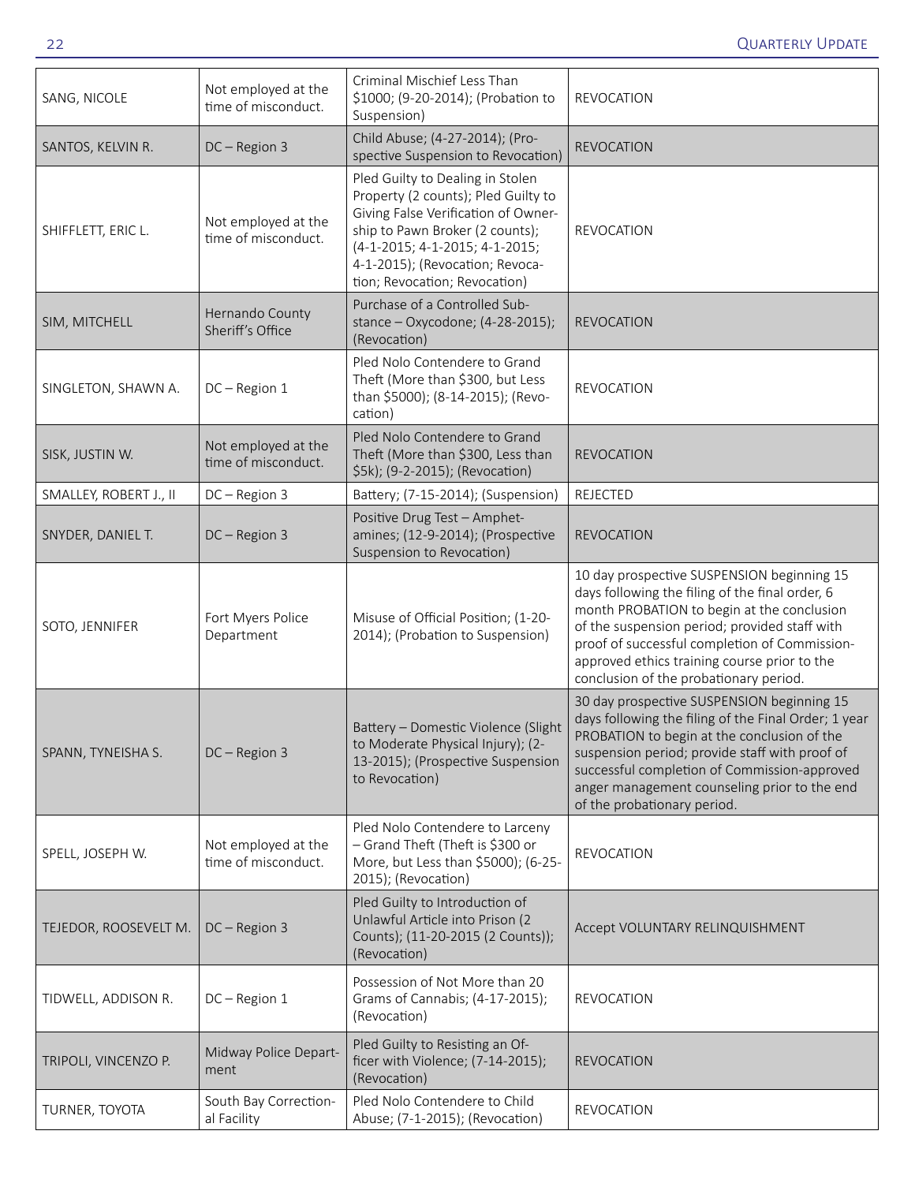| | | | |
|---|---|---|---|
| SANG, NICOLE | Not employed at the time of misconduct. | Criminal Mischief Less Than $1000; (9-20-2014); (Probation to Suspension) | REVOCATION |
| SANTOS, KELVIN R. | DC – Region 3 | Child Abuse; (4-27-2014); (Prospective Suspension to Revocation) | REVOCATION |
| SHIFFLETT, ERIC L. | Not employed at the time of misconduct. | Pled Guilty to Dealing in Stolen Property (2 counts); Pled Guilty to Giving False Verification of Ownership to Pawn Broker (2 counts); (4-1-2015; 4-1-2015; 4-1-2015; 4-1-2015); (Revocation; Revocation; Revocation; Revocation) | REVOCATION |
| SIM, MITCHELL | Hernando County Sheriff's Office | Purchase of a Controlled Substance – Oxycodone; (4-28-2015); (Revocation) | REVOCATION |
| SINGLETON, SHAWN A. | DC – Region 1 | Pled Nolo Contendere to Grand Theft (More than $300, but Less than $5000); (8-14-2015); (Revocation) | REVOCATION |
| SISK, JUSTIN W. | Not employed at the time of misconduct. | Pled Nolo Contendere to Grand Theft (More than $300, Less than $5k); (9-2-2015); (Revocation) | REVOCATION |
| SMALLEY, ROBERT J., II | DC – Region 3 | Battery; (7-15-2014); (Suspension) | REJECTED |
| SNYDER, DANIEL T. | DC – Region 3 | Positive Drug Test – Amphetamines; (12-9-2014); (Prospective Suspension to Revocation) | REVOCATION |
| SOTO, JENNIFER | Fort Myers Police Department | Misuse of Official Position; (1-20-2014); (Probation to Suspension) | 10 day prospective SUSPENSION beginning 15 days following the filing of the final order, 6 month PROBATION to begin at the conclusion of the suspension period; provided staff with proof of successful completion of Commission-approved ethics training course prior to the conclusion of the probationary period. |
| SPANN, TYNEISHA S. | DC – Region 3 | Battery – Domestic Violence (Slight to Moderate Physical Injury); (2-13-2015); (Prospective Suspension to Revocation) | 30 day prospective SUSPENSION beginning 15 days following the filing of the Final Order; 1 year PROBATION to begin at the conclusion of the suspension period; provide staff with proof of successful completion of Commission-approved anger management counseling prior to the end of the probationary period. |
| SPELL, JOSEPH W. | Not employed at the time of misconduct. | Pled Nolo Contendere to Larceny – Grand Theft (Theft is $300 or More, but Less than $5000); (6-25-2015); (Revocation) | REVOCATION |
| TEJEDOR, ROOSEVELT M. | DC – Region 3 | Pled Guilty to Introduction of Unlawful Article into Prison (2 Counts); (11-20-2015 (2 Counts)); (Revocation) | Accept VOLUNTARY RELINQUISHMENT |
| TIDWELL, ADDISON R. | DC – Region 1 | Possession of Not More than 20 Grams of Cannabis; (4-17-2015); (Revocation) | REVOCATION |
| TRIPOLI, VINCENZO P. | Midway Police Department | Pled Guilty to Resisting an Officer with Violence; (7-14-2015); (Revocation) | REVOCATION |
| TURNER, TOYOTA | South Bay Correctional Facility | Pled Nolo Contendere to Child Abuse; (7-1-2015); (Revocation) | REVOCATION |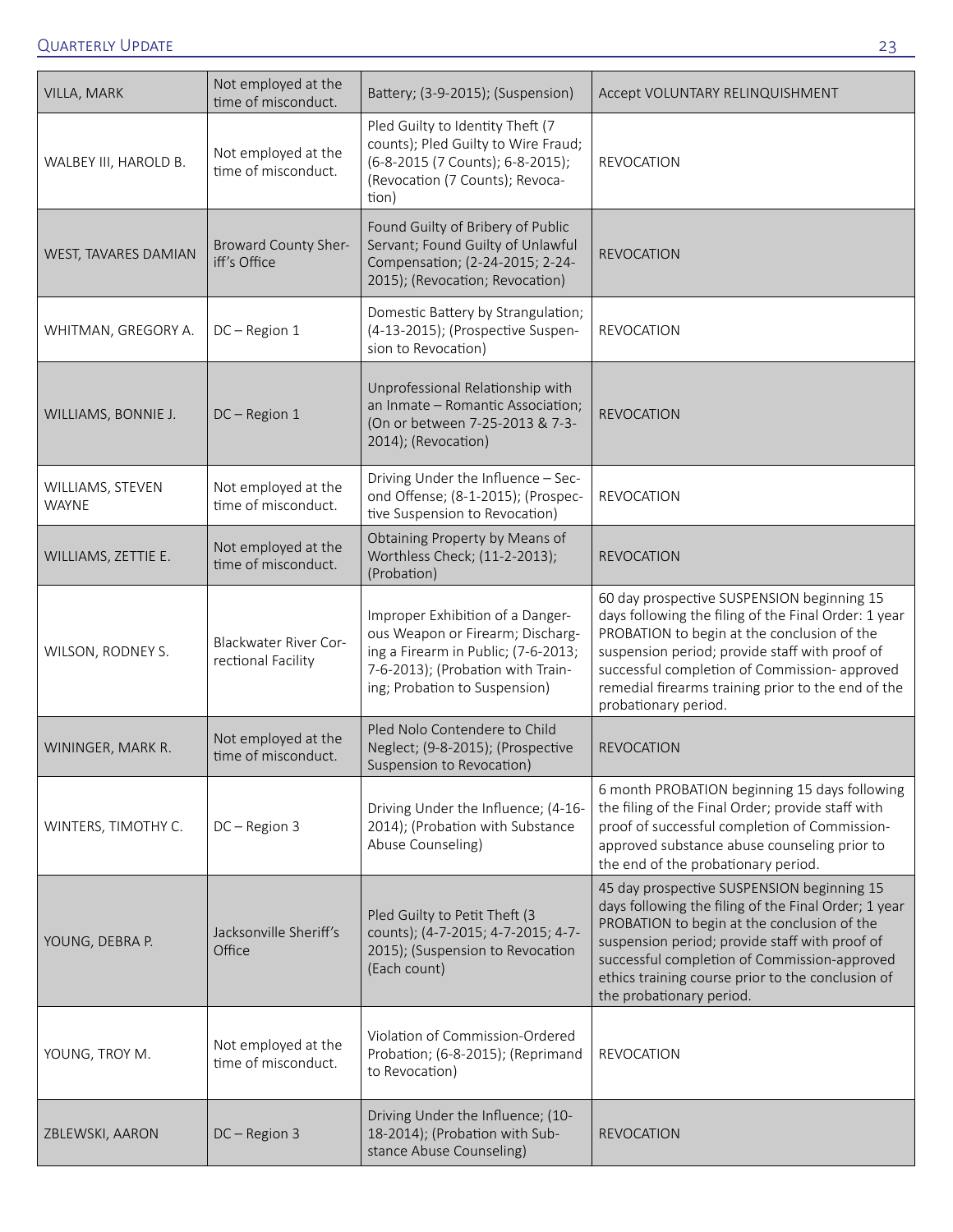| | | | |
|---|---|---|---|
| VILLA, MARK | Not employed at the time of misconduct. | Battery; (3-9-2015); (Suspension) | Accept VOLUNTARY RELINQUISHMENT |
| WALBEY III, HAROLD B. | Not employed at the time of misconduct. | Pled Guilty to Identity Theft (7 counts); Pled Guilty to Wire Fraud; (6-8-2015 (7 Counts); 6-8-2015); (Revocation (7 Counts); Revocation) | REVOCATION |
| WEST, TAVARES DAMIAN | Broward County Sheriff's Office | Found Guilty of Bribery of Public Servant; Found Guilty of Unlawful Compensation; (2-24-2015; 2-24-2015); (Revocation; Revocation) | REVOCATION |
| WHITMAN, GREGORY A. | DC – Region 1 | Domestic Battery by Strangulation; (4-13-2015); (Prospective Suspension to Revocation) | REVOCATION |
| WILLIAMS, BONNIE J. | DC – Region 1 | Unprofessional Relationship with an Inmate – Romantic Association; (On or between 7-25-2013 & 7-3-2014); (Revocation) | REVOCATION |
| WILLIAMS, STEVEN WAYNE | Not employed at the time of misconduct. | Driving Under the Influence – Second Offense; (8-1-2015); (Prospective Suspension to Revocation) | REVOCATION |
| WILLIAMS, ZETTIE E. | Not employed at the time of misconduct. | Obtaining Property by Means of Worthless Check; (11-2-2013); (Probation) | REVOCATION |
| WILSON, RODNEY S. | Blackwater River Correctional Facility | Improper Exhibition of a Dangerous Weapon or Firearm; Discharging a Firearm in Public; (7-6-2013; 7-6-2013); (Probation with Training; Probation to Suspension) | 60 day prospective SUSPENSION beginning 15 days following the filing of the Final Order: 1 year PROBATION to begin at the conclusion of the suspension period; provide staff with proof of successful completion of Commission- approved remedial firearms training prior to the end of the probationary period. |
| WININGER, MARK R. | Not employed at the time of misconduct. | Pled Nolo Contendere to Child Neglect; (9-8-2015); (Prospective Suspension to Revocation) | REVOCATION |
| WINTERS, TIMOTHY C. | DC – Region 3 | Driving Under the Influence; (4-16-2014); (Probation with Substance Abuse Counseling) | 6 month PROBATION beginning 15 days following the filing of the Final Order; provide staff with proof of successful completion of Commission-approved substance abuse counseling prior to the end of the probationary period. |
| YOUNG, DEBRA P. | Jacksonville Sheriff's Office | Pled Guilty to Petit Theft (3 counts); (4-7-2015; 4-7-2015; 4-7-2015); (Suspension to Revocation (Each count) | 45 day prospective SUSPENSION beginning 15 days following the filing of the Final Order; 1 year PROBATION to begin at the conclusion of the suspension period; provide staff with proof of successful completion of Commission-approved ethics training course prior to the conclusion of the probationary period. |
| YOUNG, TROY M. | Not employed at the time of misconduct. | Violation of Commission-Ordered Probation; (6-8-2015); (Reprimand to Revocation) | REVOCATION |
| ZBLEWSKI, AARON | DC – Region 3 | Driving Under the Influence; (10-18-2014); (Probation with Substance Abuse Counseling) | REVOCATION |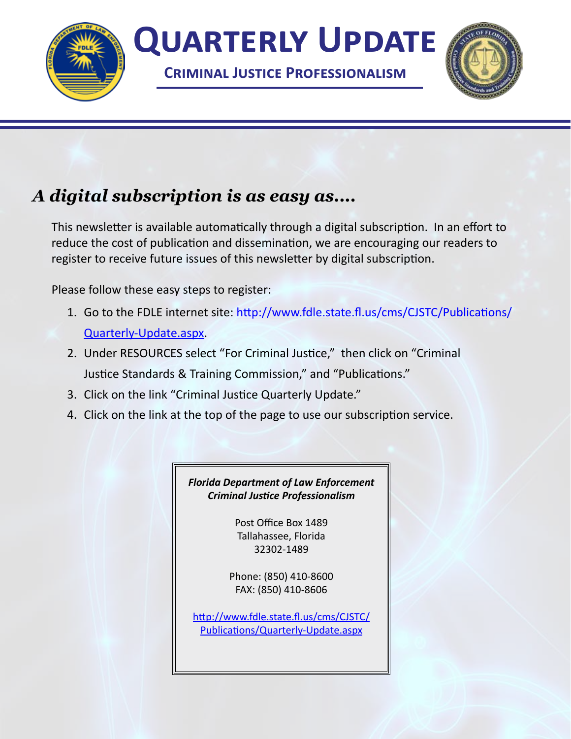# Quarterly Update

**Criminal Justice Professionalism**

## *A digital subscription is as easy as....*

This newsletter is available automatically through a digital subscription. In an effort to reduce the cost of publication and dissemination, we are encouraging our readers to register to receive future issues of this newsletter by digital subscription.

Please follow these easy steps to register:

1. Go to the FDLE internet site: http://www.fdle.state.fl.us/cms/CJSTC/Publications/Quarterly-Update.aspx.
2. Under RESOURCES select "For Criminal Justice," then click on "Criminal Justice Standards & Training Commission," and "Publications."
3. Click on the link "Criminal Justice Quarterly Update."
4. Click on the link at the top of the page to use our subscription service.

***Florida Department of Law Enforcement***
***Criminal Justice Professionalism***

Post Office Box 1489
Tallahassee, Florida
32302-1489

Phone: (850) 410-8600
FAX: (850) 410-8606

http://www.fdle.state.fl.us/cms/CJSTC/Publications/Quarterly-Update.aspx